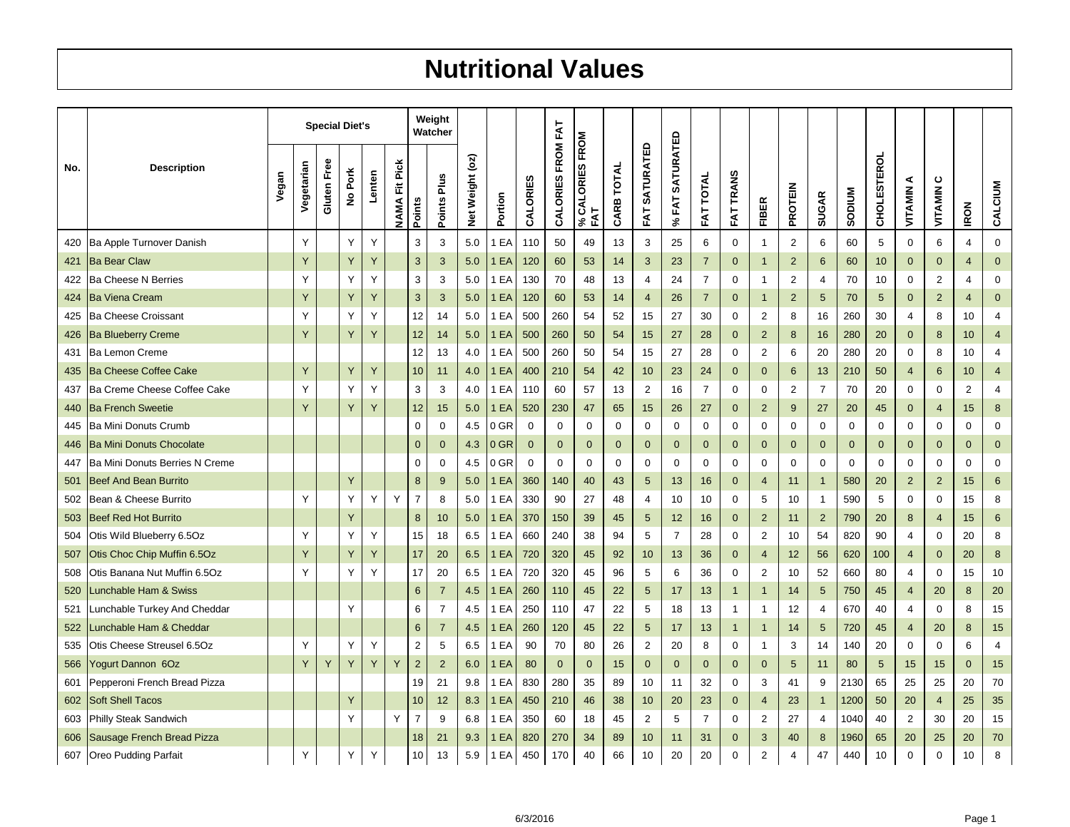# Nutritional Values

| No. | Description | Special Diet's | | | | | | Weight Watcher | | Net Weight (oz) | Portion | CALORIES | CALORIES FROM FAT | % CALORIES FROM FAT | CARB TOTAL | FAT SATURATED | % FAT SATURATED | FAT TOTAL | FAT TRANS | FIBER | PROTEIN | SUGAR | SODIUM | CHOLESTEROL | VITAMIN A | VITAMIN C | IRON | CALCIUM |
|---|---|---|---|---|---|---|---|---|---|---|---|---|---|---|---|---|---|---|---|---|---|---|---|---|---|---|---|---|
| | | Vegan | Vegetarian | Gluten Free | No Pork | Lenten | NAMA Fit Pick | Points | Points Plus | | | | | | | | | | | | | | | | | | | |
| 420 | Ba Apple Turnover Danish | | Y | | Y | Y | | 3 | 3 | 5.0 | 1 EA | 110 | 50 | 49 | 13 | 3 | 25 | 6 | 0 | 1 | 2 | 6 | 60 | 5 | 0 | 6 | 4 | 0 |
| 421 | Ba Bear Claw | | Y | | Y | Y | | 3 | 3 | 5.0 | 1 EA | 120 | 60 | 53 | 14 | 3 | 23 | 7 | 0 | 1 | 2 | 6 | 60 | 10 | 0 | 0 | 4 | 0 |
| 422 | Ba Cheese N Berries | | Y | | Y | Y | | 3 | 3 | 5.0 | 1 EA | 130 | 70 | 48 | 13 | 4 | 24 | 7 | 0 | 1 | 2 | 4 | 70 | 10 | 0 | 2 | 4 | 0 |
| 424 | Ba Viena Cream | | Y | | Y | Y | | 3 | 3 | 5.0 | 1 EA | 120 | 60 | 53 | 14 | 4 | 26 | 7 | 0 | 1 | 2 | 5 | 70 | 5 | 0 | 2 | 4 | 0 |
| 425 | Ba Cheese Croissant | | Y | | Y | Y | | 12 | 14 | 5.0 | 1 EA | 500 | 260 | 54 | 52 | 15 | 27 | 30 | 0 | 2 | 8 | 16 | 260 | 30 | 4 | 8 | 10 | 4 |
| 426 | Ba Blueberry Creme | | Y | | Y | Y | | 12 | 14 | 5.0 | 1 EA | 500 | 260 | 50 | 54 | 15 | 27 | 28 | 0 | 2 | 8 | 16 | 280 | 20 | 0 | 8 | 10 | 4 |
| 431 | Ba Lemon Creme | | | | | | | 12 | 13 | 4.0 | 1 EA | 500 | 260 | 50 | 54 | 15 | 27 | 28 | 0 | 2 | 6 | 20 | 280 | 20 | 0 | 8 | 10 | 4 |
| 435 | Ba Cheese Coffee Cake | | Y | | Y | Y | | 10 | 11 | 4.0 | 1 EA | 400 | 210 | 54 | 42 | 10 | 23 | 24 | 0 | 0 | 6 | 13 | 210 | 50 | 4 | 6 | 10 | 4 |
| 437 | Ba Creme Cheese Coffee Cake | | Y | | Y | Y | | 3 | 3 | 4.0 | 1 EA | 110 | 60 | 57 | 13 | 2 | 16 | 7 | 0 | 0 | 2 | 7 | 70 | 20 | 0 | 0 | 2 | 4 |
| 440 | Ba French Sweetie | | Y | | Y | Y | | 12 | 15 | 5.0 | 1 EA | 520 | 230 | 47 | 65 | 15 | 26 | 27 | 0 | 2 | 9 | 27 | 20 | 45 | 0 | 4 | 15 | 8 |
| 445 | Ba Mini Donuts Crumb | | | | | | | 0 | 0 | 4.5 | 0 GR | 0 | 0 | 0 | 0 | 0 | 0 | 0 | 0 | 0 | 0 | 0 | 0 | 0 | 0 | 0 | 0 | 0 |
| 446 | Ba Mini Donuts Chocolate | | | | | | | 0 | 0 | 4.3 | 0 GR | 0 | 0 | 0 | 0 | 0 | 0 | 0 | 0 | 0 | 0 | 0 | 0 | 0 | 0 | 0 | 0 | 0 |
| 447 | Ba Mini Donuts Berries N Creme | | | | | | | 0 | 0 | 4.5 | 0 GR | 0 | 0 | 0 | 0 | 0 | 0 | 0 | 0 | 0 | 0 | 0 | 0 | 0 | 0 | 0 | 0 | 0 |
| 501 | Beef And Bean Burrito | | | | Y | | | 8 | 9 | 5.0 | 1 EA | 360 | 140 | 40 | 43 | 5 | 13 | 16 | 0 | 4 | 11 | 1 | 580 | 20 | 2 | 2 | 15 | 6 |
| 502 | Bean & Cheese Burrito | | Y | | Y | Y | Y | 7 | 8 | 5.0 | 1 EA | 330 | 90 | 27 | 48 | 4 | 10 | 10 | 0 | 5 | 10 | 1 | 590 | 5 | 0 | 0 | 15 | 8 |
| 503 | Beef Red Hot Burrito | | | | Y | | | 8 | 10 | 5.0 | 1 EA | 370 | 150 | 39 | 45 | 5 | 12 | 16 | 0 | 2 | 11 | 2 | 790 | 20 | 8 | 4 | 15 | 6 |
| 504 | Otis Wild Blueberry 6.5Oz | | Y | | Y | Y | | 15 | 18 | 6.5 | 1 EA | 660 | 240 | 38 | 94 | 5 | 7 | 28 | 0 | 2 | 10 | 54 | 820 | 90 | 4 | 0 | 20 | 8 |
| 507 | Otis Choc Chip Muffin 6.5Oz | | Y | | Y | Y | | 17 | 20 | 6.5 | 1 EA | 720 | 320 | 45 | 92 | 10 | 13 | 36 | 0 | 4 | 12 | 56 | 620 | 100 | 4 | 0 | 20 | 8 |
| 508 | Otis Banana Nut Muffin 6.5Oz | | Y | | Y | Y | | 17 | 20 | 6.5 | 1 EA | 720 | 320 | 45 | 96 | 5 | 6 | 36 | 0 | 2 | 10 | 52 | 660 | 80 | 4 | 0 | 15 | 10 |
| 520 | Lunchable Ham & Swiss | | | | | | | 6 | 7 | 4.5 | 1 EA | 260 | 110 | 45 | 22 | 5 | 17 | 13 | 1 | 1 | 14 | 5 | 750 | 45 | 4 | 20 | 8 | 20 |
| 521 | Lunchable Turkey And Cheddar | | | | Y | | | 6 | 7 | 4.5 | 1 EA | 250 | 110 | 47 | 22 | 5 | 18 | 13 | 1 | 1 | 12 | 4 | 670 | 40 | 4 | 0 | 8 | 15 |
| 522 | Lunchable Ham & Cheddar | | | | | | | 6 | 7 | 4.5 | 1 EA | 260 | 120 | 45 | 22 | 5 | 17 | 13 | 1 | 1 | 14 | 5 | 720 | 45 | 4 | 20 | 8 | 15 |
| 535 | Otis Cheese Streusel 6.5Oz | | Y | | Y | Y | | 2 | 5 | 6.5 | 1 EA | 90 | 70 | 80 | 26 | 2 | 20 | 8 | 0 | 1 | 3 | 14 | 140 | 20 | 0 | 0 | 6 | 4 |
| 566 | Yogurt Dannon 6Oz | | Y | Y | Y | Y | Y | 2 | 2 | 6.0 | 1 EA | 80 | 0 | 0 | 15 | 0 | 0 | 0 | 0 | 0 | 5 | 11 | 80 | 5 | 15 | 15 | 0 | 15 |
| 601 | Pepperoni French Bread Pizza | | | | | | | 19 | 21 | 9.8 | 1 EA | 830 | 280 | 35 | 89 | 10 | 11 | 32 | 0 | 3 | 41 | 9 | 2130 | 65 | 25 | 25 | 20 | 70 |
| 602 | Soft Shell Tacos | | | | Y | | | 10 | 12 | 8.3 | 1 EA | 450 | 210 | 46 | 38 | 10 | 20 | 23 | 0 | 4 | 23 | 1 | 1200 | 50 | 20 | 4 | 25 | 35 |
| 603 | Philly Steak Sandwich | | | | Y | | Y | 7 | 9 | 6.8 | 1 EA | 350 | 60 | 18 | 45 | 2 | 5 | 7 | 0 | 2 | 27 | 4 | 1040 | 40 | 2 | 30 | 20 | 15 |
| 606 | Sausage French Bread Pizza | | | | | | | 18 | 21 | 9.3 | 1 EA | 820 | 270 | 34 | 89 | 10 | 11 | 31 | 0 | 3 | 40 | 8 | 1960 | 65 | 20 | 25 | 20 | 70 |
| 607 | Oreo Pudding Parfait | | Y | | Y | Y | | 10 | 13 | 5.9 | 1 EA | 450 | 170 | 40 | 66 | 10 | 20 | 20 | 0 | 2 | 4 | 47 | 440 | 10 | 0 | 0 | 10 | 8 |

6/3/2016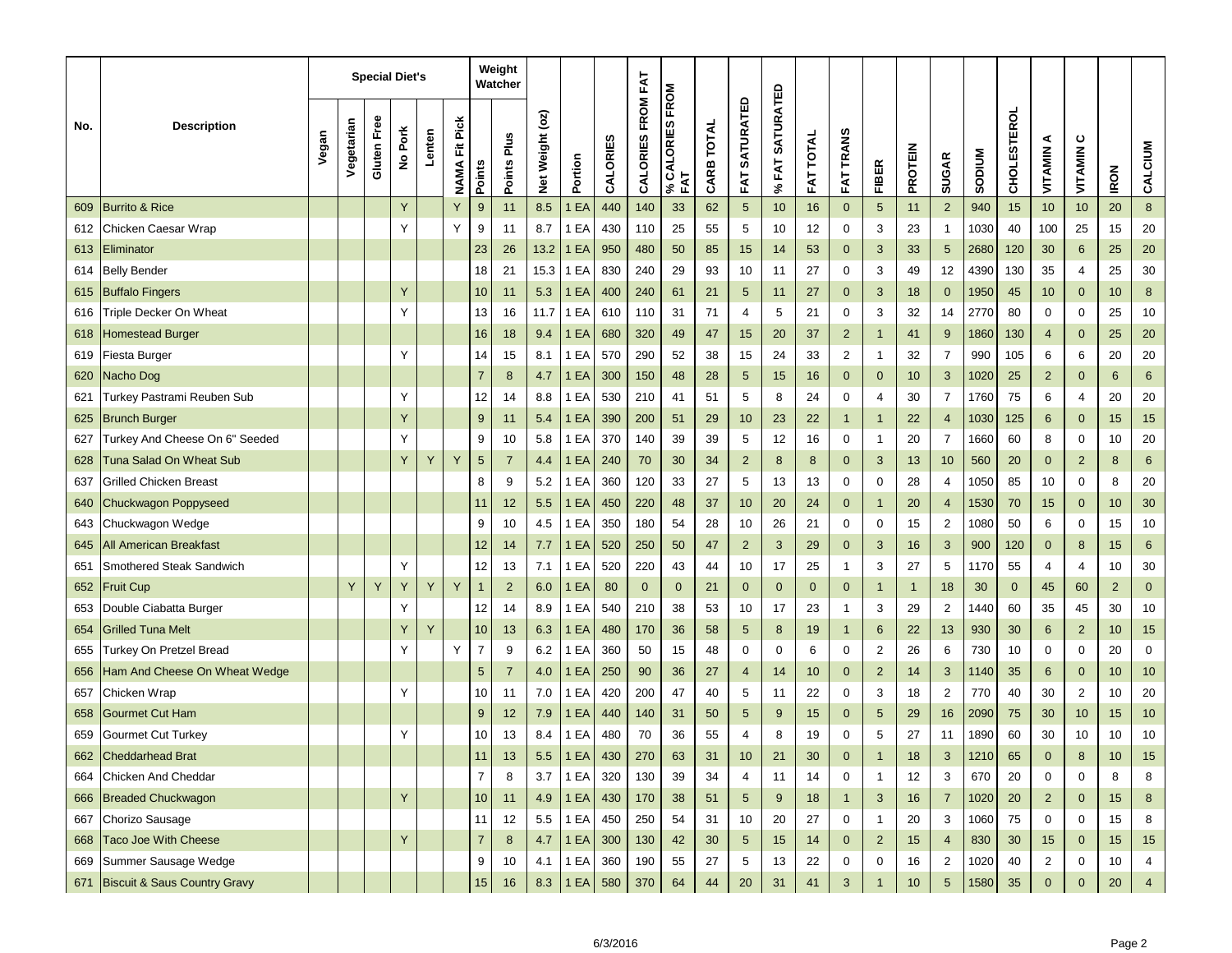| No. | Description | Special Diet's | | | | | | Weight Watcher | | | | | | | | | | | | | | | | | | | | |
|---|---|---|---|---|---|---|---|---|---|---|---|---|---|---|---|---|---|---|---|---|---|---|---|---|---|---|---|---|
| | | Vegan | Vegetarian | Gluten Free | No Pork | Lenten | NAMA Fit Pick | Points | Points Plus | Net Weight (oz) | Portion | CALORIES | CALORIES FROM FAT | % CALORIES FROM FAT | CARB TOTAL | FAT SATURATED | % FAT SATURATED | FAT TOTAL | FAT TRANS | FIBER | PROTEIN | SUGAR | SODIUM | CHOLESTEROL | VITAMIN A | VITAMIN C | IRON | CALCIUM |
| 609 | Burrito & Rice | | | | Y | | Y | 9 | 11 | 8.5 | 1 EA | 440 | 140 | 33 | 62 | 5 | 10 | 16 | 0 | 5 | 11 | 2 | 940 | 15 | 10 | 10 | 20 | 8 |
| 612 | Chicken Caesar Wrap | | | | Y | | Y | 9 | 11 | 8.7 | 1 EA | 430 | 110 | 25 | 55 | 5 | 10 | 12 | 0 | 3 | 23 | 1 | 1030 | 40 | 100 | 25 | 15 | 20 |
| 613 | Eliminator | | | | | | | 23 | 26 | 13.2 | 1 EA | 950 | 480 | 50 | 85 | 15 | 14 | 53 | 0 | 3 | 33 | 5 | 2680 | 120 | 30 | 6 | 25 | 20 |
| 614 | Belly Bender | | | | | | | 18 | 21 | 15.3 | 1 EA | 830 | 240 | 29 | 93 | 10 | 11 | 27 | 0 | 3 | 49 | 12 | 4390 | 130 | 35 | 4 | 25 | 30 |
| 615 | Buffalo Fingers | | | | Y | | | 10 | 11 | 5.3 | 1 EA | 400 | 240 | 61 | 21 | 5 | 11 | 27 | 0 | 3 | 18 | 0 | 1950 | 45 | 10 | 0 | 10 | 8 |
| 616 | Triple Decker On Wheat | | | | Y | | | 13 | 16 | 11.7 | 1 EA | 610 | 110 | 31 | 71 | 4 | 5 | 21 | 0 | 3 | 32 | 14 | 2770 | 80 | 0 | 0 | 25 | 10 |
| 618 | Homestead Burger | | | | | | | 16 | 18 | 9.4 | 1 EA | 680 | 320 | 49 | 47 | 15 | 20 | 37 | 2 | 1 | 41 | 9 | 1860 | 130 | 4 | 0 | 25 | 20 |
| 619 | Fiesta Burger | | | | Y | | | 14 | 15 | 8.1 | 1 EA | 570 | 290 | 52 | 38 | 15 | 24 | 33 | 2 | 1 | 32 | 7 | 990 | 105 | 6 | 6 | 20 | 20 |
| 620 | Nacho Dog | | | | | | | 7 | 8 | 4.7 | 1 EA | 300 | 150 | 48 | 28 | 5 | 15 | 16 | 0 | 0 | 10 | 3 | 1020 | 25 | 2 | 0 | 6 | 6 |
| 621 | Turkey Pastrami Reuben Sub | | | | Y | | | 12 | 14 | 8.8 | 1 EA | 530 | 210 | 41 | 51 | 5 | 8 | 24 | 0 | 4 | 30 | 7 | 1760 | 75 | 6 | 4 | 20 | 20 |
| 625 | Brunch Burger | | | | Y | | | 9 | 11 | 5.4 | 1 EA | 390 | 200 | 51 | 29 | 10 | 23 | 22 | 1 | 1 | 22 | 4 | 1030 | 125 | 6 | 0 | 15 | 15 |
| 627 | Turkey And Cheese On 6" Seeded | | | | Y | | | 9 | 10 | 5.8 | 1 EA | 370 | 140 | 39 | 39 | 5 | 12 | 16 | 0 | 1 | 20 | 7 | 1660 | 60 | 8 | 0 | 10 | 20 |
| 628 | Tuna Salad On Wheat Sub | | | | Y | Y | Y | 5 | 7 | 4.4 | 1 EA | 240 | 70 | 30 | 34 | 2 | 8 | 8 | 0 | 3 | 13 | 10 | 560 | 20 | 0 | 2 | 8 | 6 |
| 637 | Grilled Chicken Breast | | | | | | | 8 | 9 | 5.2 | 1 EA | 360 | 120 | 33 | 27 | 5 | 13 | 13 | 0 | 0 | 28 | 4 | 1050 | 85 | 10 | 0 | 8 | 20 |
| 640 | Chuckwagon Poppyseed | | | | | | | 11 | 12 | 5.5 | 1 EA | 450 | 220 | 48 | 37 | 10 | 20 | 24 | 0 | 1 | 20 | 4 | 1530 | 70 | 15 | 0 | 10 | 30 |
| 643 | Chuckwagon Wedge | | | | | | | 9 | 10 | 4.5 | 1 EA | 350 | 180 | 54 | 28 | 10 | 26 | 21 | 0 | 0 | 15 | 2 | 1080 | 50 | 6 | 0 | 15 | 10 |
| 645 | All American Breakfast | | | | | | | 12 | 14 | 7.7 | 1 EA | 520 | 250 | 50 | 47 | 2 | 3 | 29 | 0 | 3 | 16 | 3 | 900 | 120 | 0 | 8 | 15 | 6 |
| 651 | Smothered Steak Sandwich | | | | Y | | | 12 | 13 | 7.1 | 1 EA | 520 | 220 | 43 | 44 | 10 | 17 | 25 | 1 | 3 | 27 | 5 | 1170 | 55 | 4 | 4 | 10 | 30 |
| 652 | Fruit Cup | | Y | Y | Y | Y | Y | 1 | 2 | 6.0 | 1 EA | 80 | 0 | 0 | 21 | 0 | 0 | 0 | 0 | 1 | 1 | 18 | 30 | 0 | 45 | 60 | 2 | 0 |
| 653 | Double Ciabatta Burger | | | | Y | | | 12 | 14 | 8.9 | 1 EA | 540 | 210 | 38 | 53 | 10 | 17 | 23 | 1 | 3 | 29 | 2 | 1440 | 60 | 35 | 45 | 30 | 10 |
| 654 | Grilled Tuna Melt | | | | Y | Y | | 10 | 13 | 6.3 | 1 EA | 480 | 170 | 36 | 58 | 5 | 8 | 19 | 1 | 6 | 22 | 13 | 930 | 30 | 6 | 2 | 10 | 15 |
| 655 | Turkey On Pretzel Bread | | | | Y | | Y | 7 | 9 | 6.2 | 1 EA | 360 | 50 | 15 | 48 | 0 | 0 | 6 | 0 | 2 | 26 | 6 | 730 | 10 | 0 | 0 | 20 | 0 |
| 656 | Ham And Cheese On Wheat Wedge | | | | | | | 5 | 7 | 4.0 | 1 EA | 250 | 90 | 36 | 27 | 4 | 14 | 10 | 0 | 2 | 14 | 3 | 1140 | 35 | 6 | 0 | 10 | 10 |
| 657 | Chicken Wrap | | | | Y | | | 10 | 11 | 7.0 | 1 EA | 420 | 200 | 47 | 40 | 5 | 11 | 22 | 0 | 3 | 18 | 2 | 770 | 40 | 30 | 2 | 10 | 20 |
| 658 | Gourmet Cut Ham | | | | | | | 9 | 12 | 7.9 | 1 EA | 440 | 140 | 31 | 50 | 5 | 9 | 15 | 0 | 5 | 29 | 16 | 2090 | 75 | 30 | 10 | 15 | 10 |
| 659 | Gourmet Cut Turkey | | | | Y | | | 10 | 13 | 8.4 | 1 EA | 480 | 70 | 36 | 55 | 4 | 8 | 19 | 0 | 5 | 27 | 11 | 1890 | 60 | 30 | 10 | 10 | 10 |
| 662 | Cheddarhead Brat | | | | | | | 11 | 13 | 5.5 | 1 EA | 430 | 270 | 63 | 31 | 10 | 21 | 30 | 0 | 1 | 18 | 3 | 1210 | 65 | 0 | 8 | 10 | 15 |
| 664 | Chicken And Cheddar | | | | | | | 7 | 8 | 3.7 | 1 EA | 320 | 130 | 39 | 34 | 4 | 11 | 14 | 0 | 1 | 12 | 3 | 670 | 20 | 0 | 0 | 8 | 8 |
| 666 | Breaded Chuckwagon | | | | Y | | | 10 | 11 | 4.9 | 1 EA | 430 | 170 | 38 | 51 | 5 | 9 | 18 | 1 | 3 | 16 | 7 | 1020 | 20 | 2 | 0 | 15 | 8 |
| 667 | Chorizo Sausage | | | | | | | 11 | 12 | 5.5 | 1 EA | 450 | 250 | 54 | 31 | 10 | 20 | 27 | 0 | 1 | 20 | 3 | 1060 | 75 | 0 | 0 | 15 | 8 |
| 668 | Taco Joe With Cheese | | | | Y | | | 7 | 8 | 4.7 | 1 EA | 300 | 130 | 42 | 30 | 5 | 15 | 14 | 0 | 2 | 15 | 4 | 830 | 30 | 15 | 0 | 15 | 15 |
| 669 | Summer Sausage Wedge | | | | | | | 9 | 10 | 4.1 | 1 EA | 360 | 190 | 55 | 27 | 5 | 13 | 22 | 0 | 0 | 16 | 2 | 1020 | 40 | 2 | 0 | 10 | 4 |
| 671 | Biscuit & Saus Country Gravy | | | | | | | 15 | 16 | 8.3 | 1 EA | 580 | 370 | 64 | 44 | 20 | 31 | 41 | 3 | 1 | 10 | 5 | 1580 | 35 | 0 | 0 | 20 | 4 |

6/3/2016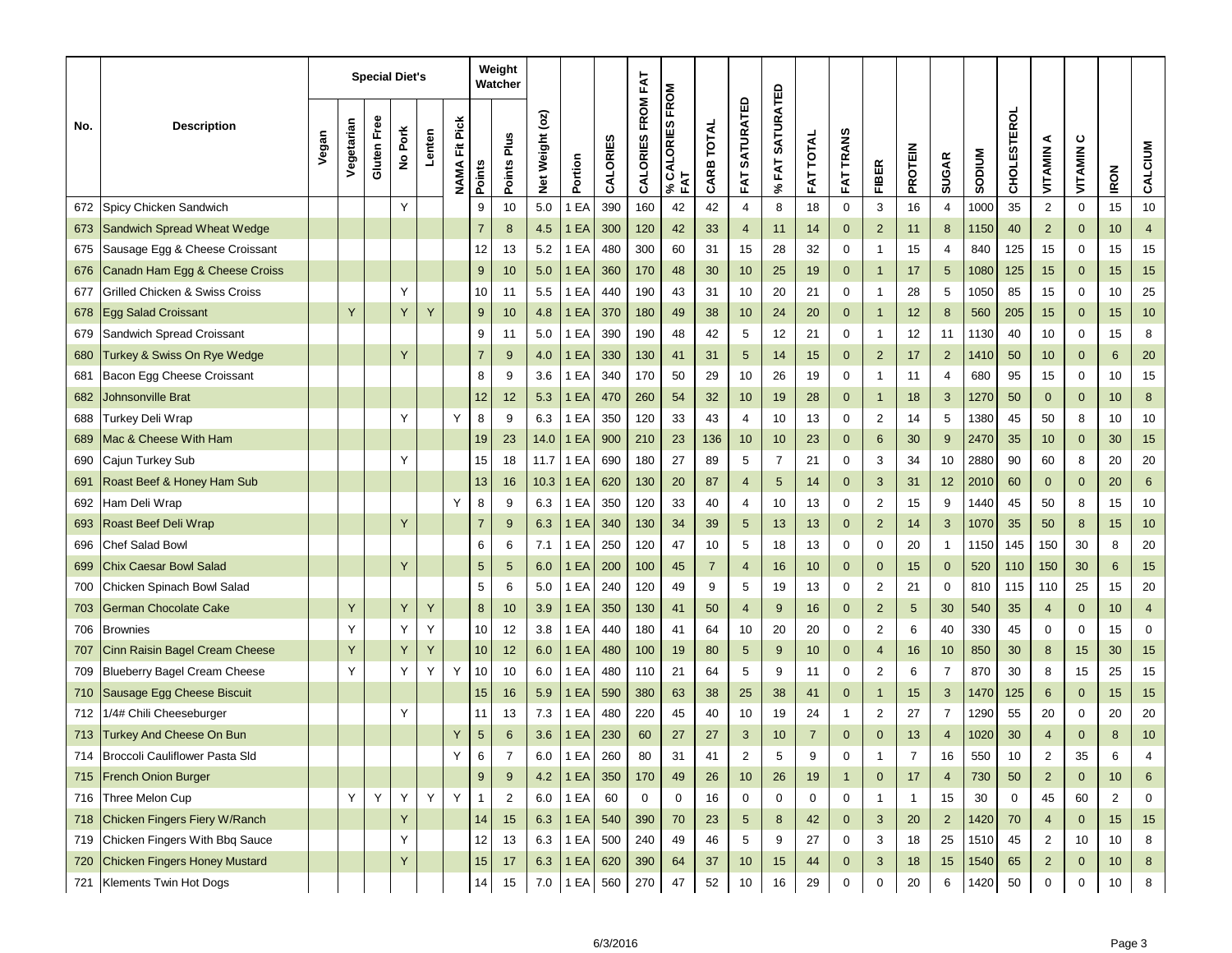| No. | Description | Special Diet's | | | | | | Weight Watcher | | Net Weight (oz) | Portion | CALORIES | CALORIES FROM FAT | % CALORIES FROM FAT | CARB TOTAL | FAT SATURATED | % FAT SATURATED | FAT TOTAL | FAT TRANS | FIBER | PROTEIN | SUGAR | SODIUM | CHOLESTEROL | VITAMIN A | VITAMIN C | IRON | CALCIUM |
|---|---|---|---|---|---|---|---|---|---|---|---|---|---|---|---|---|---|---|---|---|---|---|---|---|---|---|---|---|
| | | Vegan | Vegetarian | Gluten Free | No Pork | Lenten | NAMA Fit Pick | Points | Points Plus | | | | | | | | | | | | | | | | | | | |
| 672 | Spicy Chicken Sandwich | | | | Y | | | 9 | 10 | 5.0 | 1 EA | 390 | 160 | 42 | 42 | 4 | 8 | 18 | 0 | 3 | 16 | 4 | 1000 | 35 | 2 | 0 | 15 | 10 |
| 673 | Sandwich Spread Wheat Wedge | | | | | | | 7 | 8 | 4.5 | 1 EA | 300 | 120 | 42 | 33 | 4 | 11 | 14 | 0 | 2 | 11 | 8 | 1150 | 40 | 2 | 0 | 10 | 4 |
| 675 | Sausage Egg & Cheese Croissant | | | | | | | 12 | 13 | 5.2 | 1 EA | 480 | 300 | 60 | 31 | 15 | 28 | 32 | 0 | 1 | 15 | 4 | 840 | 125 | 15 | 0 | 15 | 15 |
| 676 | Canadn Ham Egg & Cheese Croiss | | | | | | | 9 | 10 | 5.0 | 1 EA | 360 | 170 | 48 | 30 | 10 | 25 | 19 | 0 | 1 | 17 | 5 | 1080 | 125 | 15 | 0 | 15 | 15 |
| 677 | Grilled Chicken & Swiss Croiss | | | | Y | | | 10 | 11 | 5.5 | 1 EA | 440 | 190 | 43 | 31 | 10 | 20 | 21 | 0 | 1 | 28 | 5 | 1050 | 85 | 15 | 0 | 10 | 25 |
| 678 | Egg Salad Croissant | | Y | | Y | Y | | 9 | 10 | 4.8 | 1 EA | 370 | 180 | 49 | 38 | 10 | 24 | 20 | 0 | 1 | 12 | 8 | 560 | 205 | 15 | 0 | 15 | 10 |
| 679 | Sandwich Spread Croissant | | | | | | | 9 | 11 | 5.0 | 1 EA | 390 | 190 | 48 | 42 | 5 | 12 | 21 | 0 | 1 | 12 | 11 | 1130 | 40 | 10 | 0 | 15 | 8 |
| 680 | Turkey & Swiss On Rye Wedge | | | | Y | | | 7 | 9 | 4.0 | 1 EA | 330 | 130 | 41 | 31 | 5 | 14 | 15 | 0 | 2 | 17 | 2 | 1410 | 50 | 10 | 0 | 6 | 20 |
| 681 | Bacon Egg Cheese Croissant | | | | | | | 8 | 9 | 3.6 | 1 EA | 340 | 170 | 50 | 29 | 10 | 26 | 19 | 0 | 1 | 11 | 4 | 680 | 95 | 15 | 0 | 10 | 15 |
| 682 | Johnsonville Brat | | | | | | | 12 | 12 | 5.3 | 1 EA | 470 | 260 | 54 | 32 | 10 | 19 | 28 | 0 | 1 | 18 | 3 | 1270 | 50 | 0 | 0 | 10 | 8 |
| 688 | Turkey Deli Wrap | | | | Y | | Y | 8 | 9 | 6.3 | 1 EA | 350 | 120 | 33 | 43 | 4 | 10 | 13 | 0 | 2 | 14 | 5 | 1380 | 45 | 50 | 8 | 10 | 10 |
| 689 | Mac & Cheese With Ham | | | | | | | 19 | 23 | 14.0 | 1 EA | 900 | 210 | 23 | 136 | 10 | 10 | 23 | 0 | 6 | 30 | 9 | 2470 | 35 | 10 | 0 | 30 | 15 |
| 690 | Cajun Turkey Sub | | | | Y | | | 15 | 18 | 11.7 | 1 EA | 690 | 180 | 27 | 89 | 5 | 7 | 21 | 0 | 3 | 34 | 10 | 2880 | 90 | 60 | 8 | 20 | 20 |
| 691 | Roast Beef & Honey Ham Sub | | | | | | | 13 | 16 | 10.3 | 1 EA | 620 | 130 | 20 | 87 | 4 | 5 | 14 | 0 | 3 | 31 | 12 | 2010 | 60 | 0 | 0 | 20 | 6 |
| 692 | Ham Deli Wrap | | | | | | Y | 8 | 9 | 6.3 | 1 EA | 350 | 120 | 33 | 40 | 4 | 10 | 13 | 0 | 2 | 15 | 9 | 1440 | 45 | 50 | 8 | 15 | 10 |
| 693 | Roast Beef Deli Wrap | | | | Y | | | 7 | 9 | 6.3 | 1 EA | 340 | 130 | 34 | 39 | 5 | 13 | 13 | 0 | 2 | 14 | 3 | 1070 | 35 | 50 | 8 | 15 | 10 |
| 696 | Chef Salad Bowl | | | | | | | 6 | 6 | 7.1 | 1 EA | 250 | 120 | 47 | 10 | 5 | 18 | 13 | 0 | 0 | 20 | 1 | 1150 | 145 | 150 | 30 | 8 | 20 |
| 699 | Chix Caesar Bowl Salad | | | | Y | | | 5 | 5 | 6.0 | 1 EA | 200 | 100 | 45 | 7 | 4 | 16 | 10 | 0 | 0 | 15 | 0 | 520 | 110 | 150 | 30 | 6 | 15 |
| 700 | Chicken Spinach Bowl Salad | | | | | | | 5 | 6 | 5.0 | 1 EA | 240 | 120 | 49 | 9 | 5 | 19 | 13 | 0 | 2 | 21 | 0 | 810 | 115 | 110 | 25 | 15 | 20 |
| 703 | German Chocolate Cake | | Y | | Y | Y | | 8 | 10 | 3.9 | 1 EA | 350 | 130 | 41 | 50 | 4 | 9 | 16 | 0 | 2 | 5 | 30 | 540 | 35 | 4 | 0 | 10 | 4 |
| 706 | Brownies | | Y | | Y | Y | | 10 | 12 | 3.8 | 1 EA | 440 | 180 | 41 | 64 | 10 | 20 | 20 | 0 | 2 | 6 | 40 | 330 | 45 | 0 | 0 | 15 | 0 |
| 707 | Cinn Raisin Bagel Cream Cheese | | Y | | Y | Y | | 10 | 12 | 6.0 | 1 EA | 480 | 100 | 19 | 80 | 5 | 9 | 10 | 0 | 4 | 16 | 10 | 850 | 30 | 8 | 15 | 30 | 15 |
| 709 | Blueberry Bagel Cream Cheese | | Y | | Y | Y | Y | 10 | 10 | 6.0 | 1 EA | 480 | 110 | 21 | 64 | 5 | 9 | 11 | 0 | 2 | 6 | 7 | 870 | 30 | 8 | 15 | 25 | 15 |
| 710 | Sausage Egg Cheese Biscuit | | | | | | | 15 | 16 | 5.9 | 1 EA | 590 | 380 | 63 | 38 | 25 | 38 | 41 | 0 | 1 | 15 | 3 | 1470 | 125 | 6 | 0 | 15 | 15 |
| 712 | 1/4# Chili Cheeseburger | | | | Y | | | 11 | 13 | 7.3 | 1 EA | 480 | 220 | 45 | 40 | 10 | 19 | 24 | 1 | 2 | 27 | 7 | 1290 | 55 | 20 | 0 | 20 | 20 |
| 713 | Turkey And Cheese On Bun | | | | | | Y | 5 | 6 | 3.6 | 1 EA | 230 | 60 | 27 | 27 | 3 | 10 | 7 | 0 | 0 | 13 | 4 | 1020 | 30 | 4 | 0 | 8 | 10 |
| 714 | Broccoli Cauliflower Pasta Sld | | | | | | Y | 6 | 7 | 6.0 | 1 EA | 260 | 80 | 31 | 41 | 2 | 5 | 9 | 0 | 1 | 7 | 16 | 550 | 10 | 2 | 35 | 6 | 4 |
| 715 | French Onion Burger | | | | | | | 9 | 9 | 4.2 | 1 EA | 350 | 170 | 49 | 26 | 10 | 26 | 19 | 1 | 0 | 17 | 4 | 730 | 50 | 2 | 0 | 10 | 6 |
| 716 | Three Melon Cup | | Y | Y | Y | Y | Y | 1 | 2 | 6.0 | 1 EA | 60 | 0 | 0 | 16 | 0 | 0 | 0 | 0 | 1 | 1 | 15 | 30 | 0 | 45 | 60 | 2 | 0 |
| 718 | Chicken Fingers Fiery W/Ranch | | | | Y | | | 14 | 15 | 6.3 | 1 EA | 540 | 390 | 70 | 23 | 5 | 8 | 42 | 0 | 3 | 20 | 2 | 1420 | 70 | 4 | 0 | 15 | 15 |
| 719 | Chicken Fingers With Bbq Sauce | | | | Y | | | 12 | 13 | 6.3 | 1 EA | 500 | 240 | 49 | 46 | 5 | 9 | 27 | 0 | 3 | 18 | 25 | 1510 | 45 | 2 | 10 | 10 | 8 |
| 720 | Chicken Fingers Honey Mustard | | | | Y | | | 15 | 17 | 6.3 | 1 EA | 620 | 390 | 64 | 37 | 10 | 15 | 44 | 0 | 3 | 18 | 15 | 1540 | 65 | 2 | 0 | 10 | 8 |
| 721 | Klements Twin Hot Dogs | | | | | | | 14 | 15 | 7.0 | 1 EA | 560 | 270 | 47 | 52 | 10 | 16 | 29 | 0 | 0 | 20 | 6 | 1420 | 50 | 0 | 0 | 10 | 8 |

6/3/2016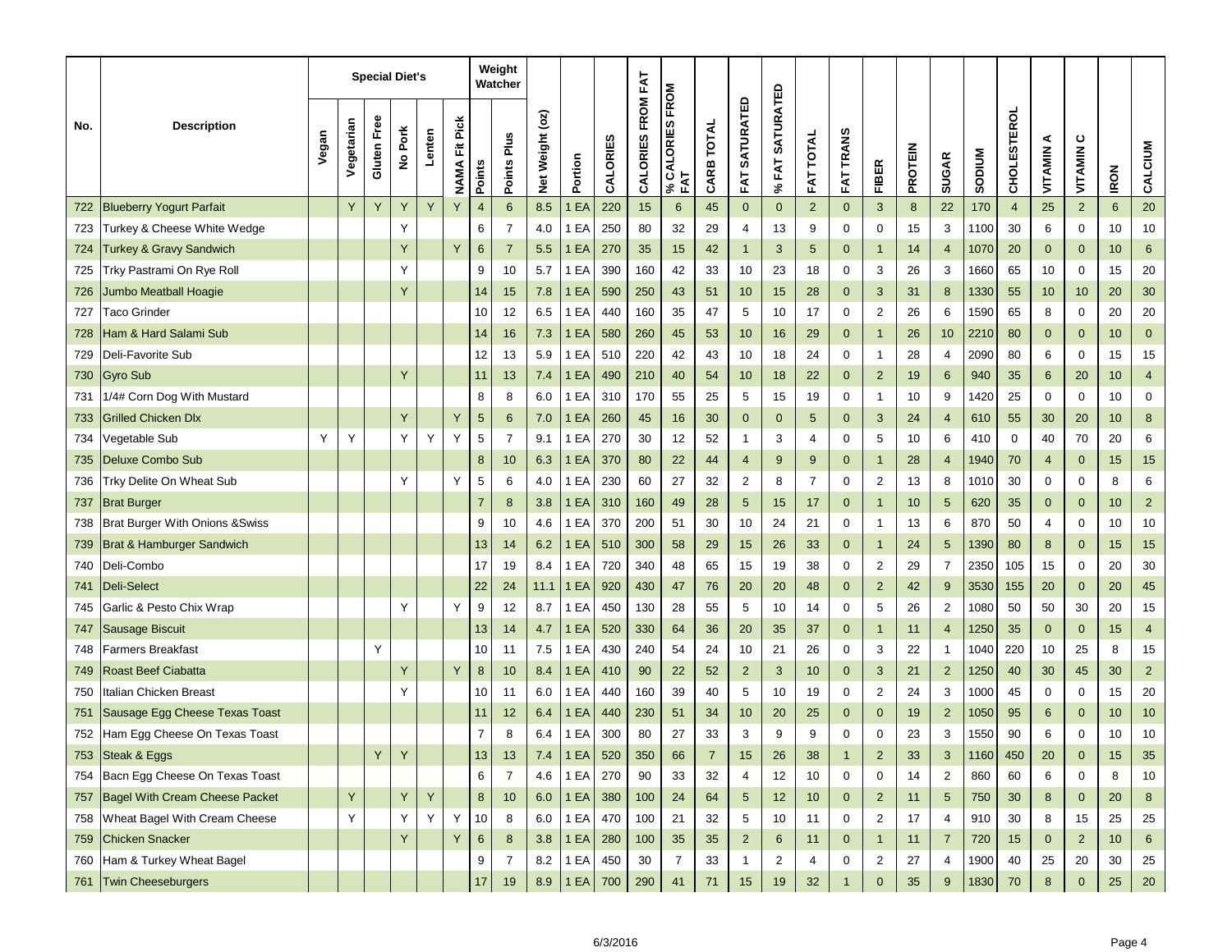| No. | Description | Special Diet's | | | | | | Weight Watcher | | Net Weight (oz) | Portion | CALORIES | CALORIES FROM FAT | % CALORIES FROM FAT | CARB TOTAL | FAT SATURATED | % FAT SATURATED | FAT TOTAL | FAT TRANS | FIBER | PROTEIN | SUGAR | SODIUM | CHOLESTEROL | VITAMIN A | VITAMIN C | IRON | CALCIUM |
|---|---|---|---|---|---|---|---|---|---|---|---|---|---|---|---|---|---|---|---|---|---|---|---|---|---|---|---|---|
| | | Vegan | Vegetarian | Gluten Free | No Pork | Lenten | NAMA Fit Pick | Points | Points Plus | | | | | | | | | | | | | | | | | | | |
| 722 | Blueberry Yogurt Parfait | | Y | Y | Y | Y | Y | 4 | 6 | 8.5 | 1 EA | 220 | 15 | 6 | 45 | 0 | 0 | 2 | 0 | 3 | 8 | 22 | 170 | 4 | 25 | 2 | 6 | 20 |
| 723 | Turkey & Cheese White Wedge | | | | Y | | | 6 | 7 | 4.0 | 1 EA | 250 | 80 | 32 | 29 | 4 | 13 | 9 | 0 | 0 | 15 | 3 | 1100 | 30 | 6 | 0 | 10 | 10 |
| 724 | Turkey & Gravy Sandwich | | | | Y | | Y | 6 | 7 | 5.5 | 1 EA | 270 | 35 | 15 | 42 | 1 | 3 | 5 | 0 | 1 | 14 | 4 | 1070 | 20 | 0 | 0 | 10 | 6 |
| 725 | Trky Pastrami On Rye Roll | | | | Y | | | 9 | 10 | 5.7 | 1 EA | 390 | 160 | 42 | 33 | 10 | 23 | 18 | 0 | 3 | 26 | 3 | 1660 | 65 | 10 | 0 | 15 | 20 |
| 726 | Jumbo Meatball Hoagie | | | | Y | | | 14 | 15 | 7.8 | 1 EA | 590 | 250 | 43 | 51 | 10 | 15 | 28 | 0 | 3 | 31 | 8 | 1330 | 55 | 10 | 10 | 20 | 30 |
| 727 | Taco Grinder | | | | | | | 10 | 12 | 6.5 | 1 EA | 440 | 160 | 35 | 47 | 5 | 10 | 17 | 0 | 2 | 26 | 6 | 1590 | 65 | 8 | 0 | 20 | 20 |
| 728 | Ham & Hard Salami Sub | | | | | | | 14 | 16 | 7.3 | 1 EA | 580 | 260 | 45 | 53 | 10 | 16 | 29 | 0 | 1 | 26 | 10 | 2210 | 80 | 0 | 0 | 10 | 0 |
| 729 | Deli-Favorite Sub | | | | | | | 12 | 13 | 5.9 | 1 EA | 510 | 220 | 42 | 43 | 10 | 18 | 24 | 0 | 1 | 28 | 4 | 2090 | 80 | 6 | 0 | 15 | 15 |
| 730 | Gyro Sub | | | | Y | | | 11 | 13 | 7.4 | 1 EA | 490 | 210 | 40 | 54 | 10 | 18 | 22 | 0 | 2 | 19 | 6 | 940 | 35 | 6 | 20 | 10 | 4 |
| 731 | 1/4# Corn Dog With Mustard | | | | | | | 8 | 8 | 6.0 | 1 EA | 310 | 170 | 55 | 25 | 5 | 15 | 19 | 0 | 1 | 10 | 9 | 1420 | 25 | 0 | 0 | 10 | 0 |
| 733 | Grilled Chicken Dlx | | | | Y | | Y | 5 | 6 | 7.0 | 1 EA | 260 | 45 | 16 | 30 | 0 | 0 | 5 | 0 | 3 | 24 | 4 | 610 | 55 | 30 | 20 | 10 | 8 |
| 734 | Vegetable Sub | Y | Y | | Y | Y | Y | 5 | 7 | 9.1 | 1 EA | 270 | 30 | 12 | 52 | 1 | 3 | 4 | 0 | 5 | 10 | 6 | 410 | 0 | 40 | 70 | 20 | 6 |
| 735 | Deluxe Combo Sub | | | | | | | 8 | 10 | 6.3 | 1 EA | 370 | 80 | 22 | 44 | 4 | 9 | 9 | 0 | 1 | 28 | 4 | 1940 | 70 | 4 | 0 | 15 | 15 |
| 736 | Trky Delite On Wheat Sub | | | | Y | | Y | 5 | 6 | 4.0 | 1 EA | 230 | 60 | 27 | 32 | 2 | 8 | 7 | 0 | 2 | 13 | 8 | 1010 | 30 | 0 | 0 | 8 | 6 |
| 737 | Brat Burger | | | | | | | 7 | 8 | 3.8 | 1 EA | 310 | 160 | 49 | 28 | 5 | 15 | 17 | 0 | 1 | 10 | 5 | 620 | 35 | 0 | 0 | 10 | 2 |
| 738 | Brat Burger With Onions &Swiss | | | | | | | 9 | 10 | 4.6 | 1 EA | 370 | 200 | 51 | 30 | 10 | 24 | 21 | 0 | 1 | 13 | 6 | 870 | 50 | 4 | 0 | 10 | 10 |
| 739 | Brat & Hamburger Sandwich | | | | | | | 13 | 14 | 6.2 | 1 EA | 510 | 300 | 58 | 29 | 15 | 26 | 33 | 0 | 1 | 24 | 5 | 1390 | 80 | 8 | 0 | 15 | 15 |
| 740 | Deli-Combo | | | | | | | 17 | 19 | 8.4 | 1 EA | 720 | 340 | 48 | 65 | 15 | 19 | 38 | 0 | 2 | 29 | 7 | 2350 | 105 | 15 | 0 | 20 | 30 |
| 741 | Deli-Select | | | | | | | 22 | 24 | 11.1 | 1 EA | 920 | 430 | 47 | 76 | 20 | 20 | 48 | 0 | 2 | 42 | 9 | 3530 | 155 | 20 | 0 | 20 | 45 |
| 745 | Garlic & Pesto Chix Wrap | | | | Y | | Y | 9 | 12 | 8.7 | 1 EA | 450 | 130 | 28 | 55 | 5 | 10 | 14 | 0 | 5 | 26 | 2 | 1080 | 50 | 50 | 30 | 20 | 15 |
| 747 | Sausage Biscuit | | | | | | | 13 | 14 | 4.7 | 1 EA | 520 | 330 | 64 | 36 | 20 | 35 | 37 | 0 | 1 | 11 | 4 | 1250 | 35 | 0 | 0 | 15 | 4 |
| 748 | Farmers Breakfast | | | Y | | | | 10 | 11 | 7.5 | 1 EA | 430 | 240 | 54 | 24 | 10 | 21 | 26 | 0 | 3 | 22 | 1 | 1040 | 220 | 10 | 25 | 8 | 15 |
| 749 | Roast Beef Ciabatta | | | | Y | | Y | 8 | 10 | 8.4 | 1 EA | 410 | 90 | 22 | 52 | 2 | 3 | 10 | 0 | 3 | 21 | 2 | 1250 | 40 | 30 | 45 | 30 | 2 |
| 750 | Italian Chicken Breast | | | | Y | | | 10 | 11 | 6.0 | 1 EA | 440 | 160 | 39 | 40 | 5 | 10 | 19 | 0 | 2 | 24 | 3 | 1000 | 45 | 0 | 0 | 15 | 20 |
| 751 | Sausage Egg Cheese Texas Toast | | | | | | | 11 | 12 | 6.4 | 1 EA | 440 | 230 | 51 | 34 | 10 | 20 | 25 | 0 | 0 | 19 | 2 | 1050 | 95 | 6 | 0 | 10 | 10 |
| 752 | Ham Egg Cheese On Texas Toast | | | | | | | 7 | 8 | 6.4 | 1 EA | 300 | 80 | 27 | 33 | 3 | 9 | 9 | 0 | 0 | 23 | 3 | 1550 | 90 | 6 | 0 | 10 | 10 |
| 753 | Steak & Eggs | | | Y | Y | | | 13 | 13 | 7.4 | 1 EA | 520 | 350 | 66 | 7 | 15 | 26 | 38 | 1 | 2 | 33 | 3 | 1160 | 450 | 20 | 0 | 15 | 35 |
| 754 | Bacn Egg Cheese On Texas Toast | | | | | | | 6 | 7 | 4.6 | 1 EA | 270 | 90 | 33 | 32 | 4 | 12 | 10 | 0 | 0 | 14 | 2 | 860 | 60 | 6 | 0 | 8 | 10 |
| 757 | Bagel With Cream Cheese Packet | | Y | | Y | Y | | 8 | 10 | 6.0 | 1 EA | 380 | 100 | 24 | 64 | 5 | 12 | 10 | 0 | 2 | 11 | 5 | 750 | 30 | 8 | 0 | 20 | 8 |
| 758 | Wheat Bagel With Cream Cheese | | Y | | Y | Y | Y | 10 | 8 | 6.0 | 1 EA | 470 | 100 | 21 | 32 | 5 | 10 | 11 | 0 | 2 | 17 | 4 | 910 | 30 | 8 | 15 | 25 | 25 |
| 759 | Chicken Snacker | | | | Y | | Y | 6 | 8 | 3.8 | 1 EA | 280 | 100 | 35 | 35 | 2 | 6 | 11 | 0 | 1 | 11 | 7 | 720 | 15 | 0 | 2 | 10 | 6 |
| 760 | Ham & Turkey Wheat Bagel | | | | | | | 9 | 7 | 8.2 | 1 EA | 450 | 30 | 7 | 33 | 1 | 2 | 4 | 0 | 2 | 27 | 4 | 1900 | 40 | 25 | 20 | 30 | 25 |
| 761 | Twin Cheeseburgers | | | | | | | 17 | 19 | 8.9 | 1 EA | 700 | 290 | 41 | 71 | 15 | 19 | 32 | 1 | 0 | 35 | 9 | 1830 | 70 | 8 | 0 | 25 | 20 |

6/3/2016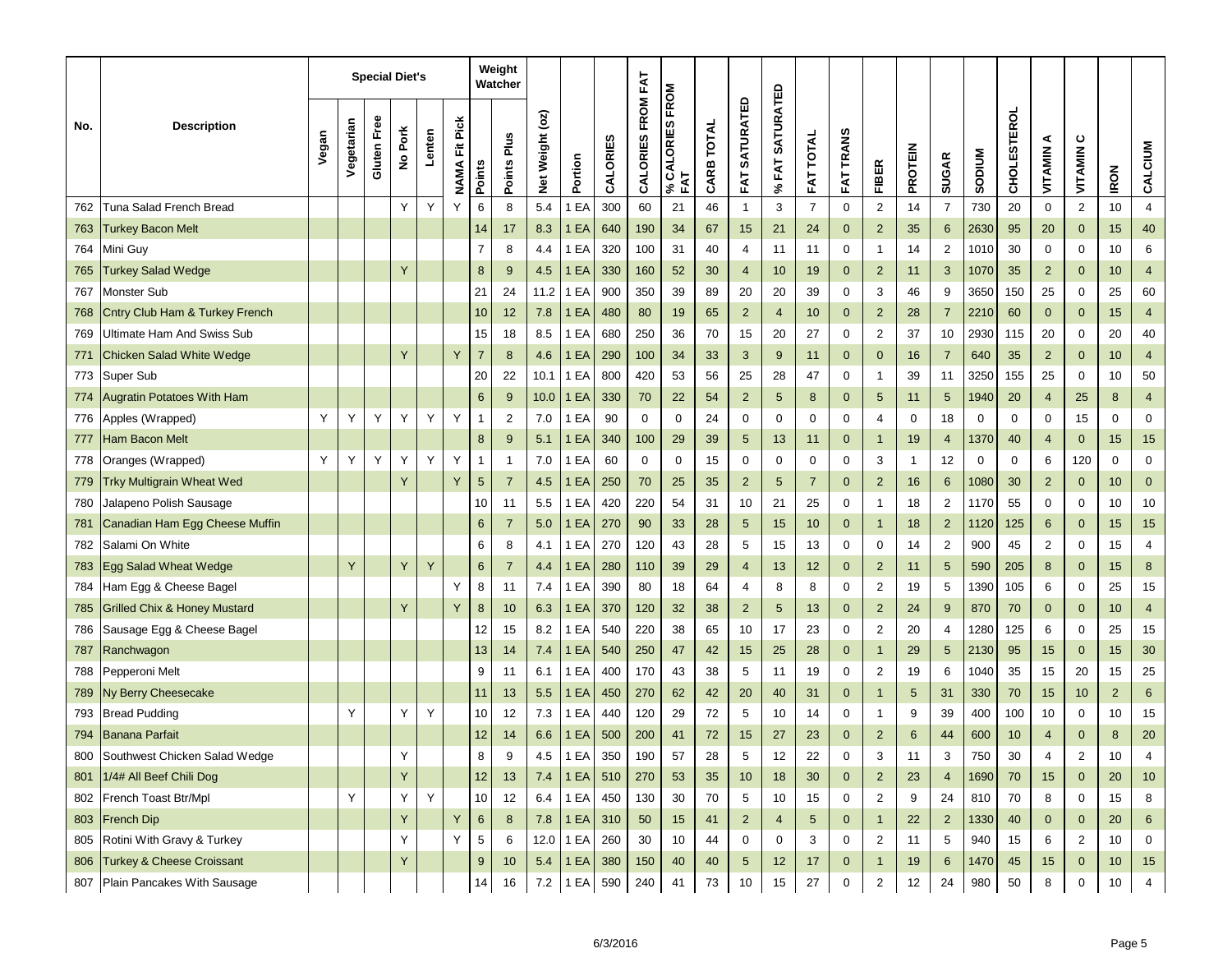| No. | Description | Special Diet's | | | | | | Weight Watcher | | | | | | | | | | | | | | | | | | | | |
|---|---|---|---|---|---|---|---|---|---|---|---|---|---|---|---|---|---|---|---|---|---|---|---|---|---|---|---|---|
| | | Vegan | Vegetarian | Gluten Free | No Pork | Lenten | NAMA Fit Pick | Points | Points Plus | Net Weight (oz) | Portion | CALORIES | CALORIES FROM FAT | % CALORIES FROM FAT | CARB TOTAL | FAT SATURATED | % FAT SATURATED | FAT TOTAL | FAT TRANS | FIBER | PROTEIN | SUGAR | SODIUM | CHOLESTEROL | VITAMIN A | VITAMIN C | IRON | CALCIUM |
| 762 | Tuna Salad French Bread | | | | Y | Y | Y | 6 | 8 | 5.4 | 1 EA | 300 | 60 | 21 | 46 | 1 | 3 | 7 | 0 | 2 | 14 | 7 | 730 | 20 | 0 | 2 | 10 | 4 |
| 763 | Turkey Bacon Melt | | | | | | | 14 | 17 | 8.3 | 1 EA | 640 | 190 | 34 | 67 | 15 | 21 | 24 | 0 | 2 | 35 | 6 | 2630 | 95 | 20 | 0 | 15 | 40 |
| 764 | Mini Guy | | | | | | | 7 | 8 | 4.4 | 1 EA | 320 | 100 | 31 | 40 | 4 | 11 | 11 | 0 | 1 | 14 | 2 | 1010 | 30 | 0 | 0 | 10 | 6 |
| 765 | Turkey Salad Wedge | | | | Y | | | 8 | 9 | 4.5 | 1 EA | 330 | 160 | 52 | 30 | 4 | 10 | 19 | 0 | 2 | 11 | 3 | 1070 | 35 | 2 | 0 | 10 | 4 |
| 767 | Monster Sub | | | | | | | 21 | 24 | 11.2 | 1 EA | 900 | 350 | 39 | 89 | 20 | 20 | 39 | 0 | 3 | 46 | 9 | 3650 | 150 | 25 | 0 | 25 | 60 |
| 768 | Cntry Club Ham & Turkey French | | | | | | | 10 | 12 | 7.8 | 1 EA | 480 | 80 | 19 | 65 | 2 | 4 | 10 | 0 | 2 | 28 | 7 | 2210 | 60 | 0 | 0 | 15 | 4 |
| 769 | Ultimate Ham And Swiss Sub | | | | | | | 15 | 18 | 8.5 | 1 EA | 680 | 250 | 36 | 70 | 15 | 20 | 27 | 0 | 2 | 37 | 10 | 2930 | 115 | 20 | 0 | 20 | 40 |
| 771 | Chicken Salad White Wedge | | | | Y | | Y | 7 | 8 | 4.6 | 1 EA | 290 | 100 | 34 | 33 | 3 | 9 | 11 | 0 | 0 | 16 | 7 | 640 | 35 | 2 | 0 | 10 | 4 |
| 773 | Super Sub | | | | | | | 20 | 22 | 10.1 | 1 EA | 800 | 420 | 53 | 56 | 25 | 28 | 47 | 0 | 1 | 39 | 11 | 3250 | 155 | 25 | 0 | 10 | 50 |
| 774 | Augratin Potatoes With Ham | | | | | | | 6 | 9 | 10.0 | 1 EA | 330 | 70 | 22 | 54 | 2 | 5 | 8 | 0 | 5 | 11 | 5 | 1940 | 20 | 4 | 25 | 8 | 4 |
| 776 | Apples (Wrapped) | Y | Y | Y | Y | Y | Y | 1 | 2 | 7.0 | 1 EA | 90 | 0 | 0 | 24 | 0 | 0 | 0 | 0 | 4 | 0 | 18 | 0 | 0 | 0 | 15 | 0 | 0 |
| 777 | Ham Bacon Melt | | | | | | | 8 | 9 | 5.1 | 1 EA | 340 | 100 | 29 | 39 | 5 | 13 | 11 | 0 | 1 | 19 | 4 | 1370 | 40 | 4 | 0 | 15 | 15 |
| 778 | Oranges (Wrapped) | Y | Y | Y | Y | Y | Y | 1 | 1 | 7.0 | 1 EA | 60 | 0 | 0 | 15 | 0 | 0 | 0 | 0 | 3 | 1 | 12 | 0 | 0 | 6 | 120 | 0 | 0 |
| 779 | Trky Multigrain Wheat Wed | | | | Y | | Y | 5 | 7 | 4.5 | 1 EA | 250 | 70 | 25 | 35 | 2 | 5 | 7 | 0 | 2 | 16 | 6 | 1080 | 30 | 2 | 0 | 10 | 0 |
| 780 | Jalapeno Polish Sausage | | | | | | | 10 | 11 | 5.5 | 1 EA | 420 | 220 | 54 | 31 | 10 | 21 | 25 | 0 | 1 | 18 | 2 | 1170 | 55 | 0 | 0 | 10 | 10 |
| 781 | Canadian Ham Egg Cheese Muffin | | | | | | | 6 | 7 | 5.0 | 1 EA | 270 | 90 | 33 | 28 | 5 | 15 | 10 | 0 | 1 | 18 | 2 | 1120 | 125 | 6 | 0 | 15 | 15 |
| 782 | Salami On White | | | | | | | 6 | 8 | 4.1 | 1 EA | 270 | 120 | 43 | 28 | 5 | 15 | 13 | 0 | 0 | 14 | 2 | 900 | 45 | 2 | 0 | 15 | 4 |
| 783 | Egg Salad Wheat Wedge | | Y | | Y | Y | | 6 | 7 | 4.4 | 1 EA | 280 | 110 | 39 | 29 | 4 | 13 | 12 | 0 | 2 | 11 | 5 | 590 | 205 | 8 | 0 | 15 | 8 |
| 784 | Ham Egg & Cheese Bagel | | | | | | Y | 8 | 11 | 7.4 | 1 EA | 390 | 80 | 18 | 64 | 4 | 8 | 8 | 0 | 2 | 19 | 5 | 1390 | 105 | 6 | 0 | 25 | 15 |
| 785 | Grilled Chix & Honey Mustard | | | | Y | | Y | 8 | 10 | 6.3 | 1 EA | 370 | 120 | 32 | 38 | 2 | 5 | 13 | 0 | 2 | 24 | 9 | 870 | 70 | 0 | 0 | 10 | 4 |
| 786 | Sausage Egg & Cheese Bagel | | | | | | | 12 | 15 | 8.2 | 1 EA | 540 | 220 | 38 | 65 | 10 | 17 | 23 | 0 | 2 | 20 | 4 | 1280 | 125 | 6 | 0 | 25 | 15 |
| 787 | Ranchwagon | | | | | | | 13 | 14 | 7.4 | 1 EA | 540 | 250 | 47 | 42 | 15 | 25 | 28 | 0 | 1 | 29 | 5 | 2130 | 95 | 15 | 0 | 15 | 30 |
| 788 | Pepperoni Melt | | | | | | | 9 | 11 | 6.1 | 1 EA | 400 | 170 | 43 | 38 | 5 | 11 | 19 | 0 | 2 | 19 | 6 | 1040 | 35 | 15 | 20 | 15 | 25 |
| 789 | Ny Berry Cheesecake | | | | | | | 11 | 13 | 5.5 | 1 EA | 450 | 270 | 62 | 42 | 20 | 40 | 31 | 0 | 1 | 5 | 31 | 330 | 70 | 15 | 10 | 2 | 6 |
| 793 | Bread Pudding | | Y | | Y | Y | | 10 | 12 | 7.3 | 1 EA | 440 | 120 | 29 | 72 | 5 | 10 | 14 | 0 | 1 | 9 | 39 | 400 | 100 | 10 | 0 | 10 | 15 |
| 794 | Banana Parfait | | | | | | | 12 | 14 | 6.6 | 1 EA | 500 | 200 | 41 | 72 | 15 | 27 | 23 | 0 | 2 | 6 | 44 | 600 | 10 | 4 | 0 | 8 | 20 |
| 800 | Southwest Chicken Salad Wedge | | | | Y | | | 8 | 9 | 4.5 | 1 EA | 350 | 190 | 57 | 28 | 5 | 12 | 22 | 0 | 3 | 11 | 3 | 750 | 30 | 4 | 2 | 10 | 4 |
| 801 | 1/4# All Beef Chili Dog | | | | Y | | | 12 | 13 | 7.4 | 1 EA | 510 | 270 | 53 | 35 | 10 | 18 | 30 | 0 | 2 | 23 | 4 | 1690 | 70 | 15 | 0 | 20 | 10 |
| 802 | French Toast Btr/Mpl | | Y | | Y | Y | | 10 | 12 | 6.4 | 1 EA | 450 | 130 | 30 | 70 | 5 | 10 | 15 | 0 | 2 | 9 | 24 | 810 | 70 | 8 | 0 | 15 | 8 |
| 803 | French Dip | | | | Y | | Y | 6 | 8 | 7.8 | 1 EA | 310 | 50 | 15 | 41 | 2 | 4 | 5 | 0 | 1 | 22 | 2 | 1330 | 40 | 0 | 0 | 20 | 6 |
| 805 | Rotini With Gravy & Turkey | | | | Y | | Y | 5 | 6 | 12.0 | 1 EA | 260 | 30 | 10 | 44 | 0 | 0 | 3 | 0 | 2 | 11 | 5 | 940 | 15 | 6 | 2 | 10 | 0 |
| 806 | Turkey & Cheese Croissant | | | | Y | | | 9 | 10 | 5.4 | 1 EA | 380 | 150 | 40 | 40 | 5 | 12 | 17 | 0 | 1 | 19 | 6 | 1470 | 45 | 15 | 0 | 10 | 15 |
| 807 | Plain Pancakes With Sausage | | | | | | | 14 | 16 | 7.2 | 1 EA | 590 | 240 | 41 | 73 | 10 | 15 | 27 | 0 | 2 | 12 | 24 | 980 | 50 | 8 | 0 | 10 | 4 |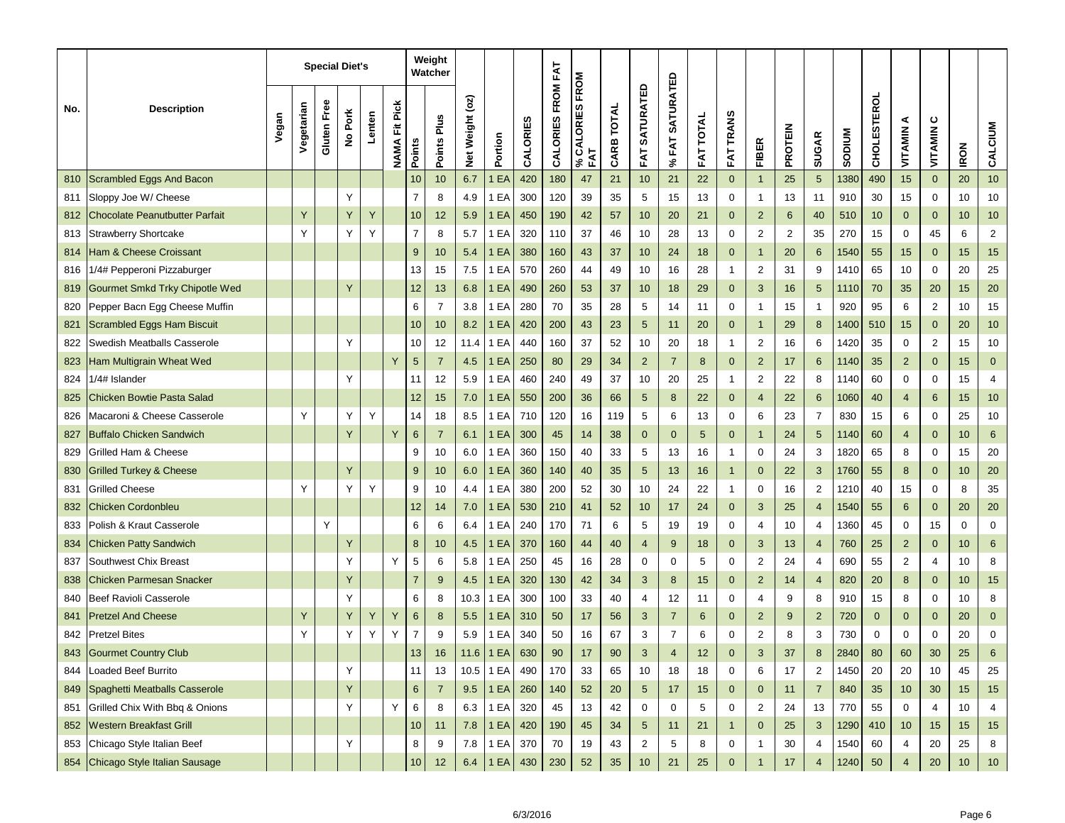| No. | Description | Special Diet's | | | | | | Weight Watcher | | Net Weight (oz) | Portion | CALORIES | CALORIES FROM FAT | % CALORIES FROM FAT | CARB TOTAL | FAT SATURATED | % FAT SATURATED | FAT TOTAL | FAT TRANS | FIBER | PROTEIN | SUGAR | SODIUM | CHOLESTEROL | VITAMIN A | VITAMIN C | IRON | CALCIUM |
|---|---|---|---|---|---|---|---|---|---|---|---|---|---|---|---|---|---|---|---|---|---|---|---|---|---|---|---|---|
| | | Vegan | Vegetarian | Gluten Free | No Pork | Lenten | NAMA Fit Pick | Points | Points Plus | | | | | | | | | | | | | | | | | | | |
| 810 | Scrambled Eggs And Bacon | | | | | | | 10 | 10 | 6.7 | 1 EA | 420 | 180 | 47 | 21 | 10 | 21 | 22 | 0 | 1 | 25 | 5 | 1380 | 490 | 15 | 0 | 20 | 10 |
| 811 | Sloppy Joe W/ Cheese | | | | Y | | | 7 | 8 | 4.9 | 1 EA | 300 | 120 | 39 | 35 | 5 | 15 | 13 | 0 | 1 | 13 | 11 | 910 | 30 | 15 | 0 | 10 | 10 |
| 812 | Chocolate Peanutbutter Parfait | | Y | | Y | Y | | 10 | 12 | 5.9 | 1 EA | 450 | 190 | 42 | 57 | 10 | 20 | 21 | 0 | 2 | 6 | 40 | 510 | 10 | 0 | 0 | 10 | 10 |
| 813 | Strawberry Shortcake | | Y | | Y | Y | | 7 | 8 | 5.7 | 1 EA | 320 | 110 | 37 | 46 | 10 | 28 | 13 | 0 | 2 | 2 | 35 | 270 | 15 | 0 | 45 | 6 | 2 |
| 814 | Ham & Cheese Croissant | | | | | | | 9 | 10 | 5.4 | 1 EA | 380 | 160 | 43 | 37 | 10 | 24 | 18 | 0 | 1 | 20 | 6 | 1540 | 55 | 15 | 0 | 15 | 15 |
| 816 | 1/4# Pepperoni Pizzaburger | | | | | | | 13 | 15 | 7.5 | 1 EA | 570 | 260 | 44 | 49 | 10 | 16 | 28 | 1 | 2 | 31 | 9 | 1410 | 65 | 10 | 0 | 20 | 25 |
| 819 | Gourmet Smkd Trky Chipotle Wed | | | | Y | | | 12 | 13 | 6.8 | 1 EA | 490 | 260 | 53 | 37 | 10 | 18 | 29 | 0 | 3 | 16 | 5 | 1110 | 70 | 35 | 20 | 15 | 20 |
| 820 | Pepper Bacn Egg Cheese Muffin | | | | | | | 6 | 7 | 3.8 | 1 EA | 280 | 70 | 35 | 28 | 5 | 14 | 11 | 0 | 1 | 15 | 1 | 920 | 95 | 6 | 2 | 10 | 15 |
| 821 | Scrambled Eggs Ham Biscuit | | | | | | | 10 | 10 | 8.2 | 1 EA | 420 | 200 | 43 | 23 | 5 | 11 | 20 | 0 | 1 | 29 | 8 | 1400 | 510 | 15 | 0 | 20 | 10 |
| 822 | Swedish Meatballs Casserole | | | | Y | | | 10 | 12 | 11.4 | 1 EA | 440 | 160 | 37 | 52 | 10 | 20 | 18 | 1 | 2 | 16 | 6 | 1420 | 35 | 0 | 2 | 15 | 10 |
| 823 | Ham Multigrain Wheat Wed | | | | | | Y | 5 | 7 | 4.5 | 1 EA | 250 | 80 | 29 | 34 | 2 | 7 | 8 | 0 | 2 | 17 | 6 | 1140 | 35 | 2 | 0 | 15 | 0 |
| 824 | 1/4# Islander | | | | Y | | | 11 | 12 | 5.9 | 1 EA | 460 | 240 | 49 | 37 | 10 | 20 | 25 | 1 | 2 | 22 | 8 | 1140 | 60 | 0 | 0 | 15 | 4 |
| 825 | Chicken Bowtie Pasta Salad | | | | | | | 12 | 15 | 7.0 | 1 EA | 550 | 200 | 36 | 66 | 5 | 8 | 22 | 0 | 4 | 22 | 6 | 1060 | 40 | 4 | 6 | 15 | 10 |
| 826 | Macaroni & Cheese Casserole | | Y | | Y | Y | | 14 | 18 | 8.5 | 1 EA | 710 | 120 | 16 | 119 | 5 | 6 | 13 | 0 | 6 | 23 | 7 | 830 | 15 | 6 | 0 | 25 | 10 |
| 827 | Buffalo Chicken Sandwich | | | | Y | | Y | 6 | 7 | 6.1 | 1 EA | 300 | 45 | 14 | 38 | 0 | 0 | 5 | 0 | 1 | 24 | 5 | 1140 | 60 | 4 | 0 | 10 | 6 |
| 829 | Grilled Ham & Cheese | | | | | | | 9 | 10 | 6.0 | 1 EA | 360 | 150 | 40 | 33 | 5 | 13 | 16 | 1 | 0 | 24 | 3 | 1820 | 65 | 8 | 0 | 15 | 20 |
| 830 | Grilled Turkey & Cheese | | | | Y | | | 9 | 10 | 6.0 | 1 EA | 360 | 140 | 40 | 35 | 5 | 13 | 16 | 1 | 0 | 22 | 3 | 1760 | 55 | 8 | 0 | 10 | 20 |
| 831 | Grilled Cheese | | Y | | Y | Y | | 9 | 10 | 4.4 | 1 EA | 380 | 200 | 52 | 30 | 10 | 24 | 22 | 1 | 0 | 16 | 2 | 1210 | 40 | 15 | 0 | 8 | 35 |
| 832 | Chicken Cordonbleu | | | | | | | 12 | 14 | 7.0 | 1 EA | 530 | 210 | 41 | 52 | 10 | 17 | 24 | 0 | 3 | 25 | 4 | 1540 | 55 | 6 | 0 | 20 | 20 |
| 833 | Polish & Kraut Casserole | | | Y | | | | 6 | 6 | 6.4 | 1 EA | 240 | 170 | 71 | 6 | 5 | 19 | 19 | 0 | 4 | 10 | 4 | 1360 | 45 | 0 | 15 | 0 | 0 |
| 834 | Chicken Patty Sandwich | | | | Y | | | 8 | 10 | 4.5 | 1 EA | 370 | 160 | 44 | 40 | 4 | 9 | 18 | 0 | 3 | 13 | 4 | 760 | 25 | 2 | 0 | 10 | 6 |
| 837 | Southwest Chix Breast | | | | Y | | Y | 5 | 6 | 5.8 | 1 EA | 250 | 45 | 16 | 28 | 0 | 0 | 5 | 0 | 2 | 24 | 4 | 690 | 55 | 2 | 4 | 10 | 8 |
| 838 | Chicken Parmesan Snacker | | | | Y | | | 7 | 9 | 4.5 | 1 EA | 320 | 130 | 42 | 34 | 3 | 8 | 15 | 0 | 2 | 14 | 4 | 820 | 20 | 8 | 0 | 10 | 15 |
| 840 | Beef Ravioli Casserole | | | | Y | | | 6 | 8 | 10.3 | 1 EA | 300 | 100 | 33 | 40 | 4 | 12 | 11 | 0 | 4 | 9 | 8 | 910 | 15 | 8 | 0 | 10 | 8 |
| 841 | Pretzel And Cheese | | Y | | Y | Y | Y | 6 | 8 | 5.5 | 1 EA | 310 | 50 | 17 | 56 | 3 | 7 | 6 | 0 | 2 | 9 | 2 | 720 | 0 | 0 | 0 | 20 | 0 |
| 842 | Pretzel Bites | | Y | | Y | Y | Y | 7 | 9 | 5.9 | 1 EA | 340 | 50 | 16 | 67 | 3 | 7 | 6 | 0 | 2 | 8 | 3 | 730 | 0 | 0 | 0 | 20 | 0 |
| 843 | Gourmet Country Club | | | | | | | 13 | 16 | 11.6 | 1 EA | 630 | 90 | 17 | 90 | 3 | 4 | 12 | 0 | 3 | 37 | 8 | 2840 | 80 | 60 | 30 | 25 | 6 |
| 844 | Loaded Beef Burrito | | | | Y | | | 11 | 13 | 10.5 | 1 EA | 490 | 170 | 33 | 65 | 10 | 18 | 18 | 0 | 6 | 17 | 2 | 1450 | 20 | 20 | 10 | 45 | 25 |
| 849 | Spaghetti Meatballs Casserole | | | | Y | | | 6 | 7 | 9.5 | 1 EA | 260 | 140 | 52 | 20 | 5 | 17 | 15 | 0 | 0 | 11 | 7 | 840 | 35 | 10 | 30 | 15 | 15 |
| 851 | Grilled Chix With Bbq & Onions | | | | Y | | Y | 6 | 8 | 6.3 | 1 EA | 320 | 45 | 13 | 42 | 0 | 0 | 5 | 0 | 2 | 24 | 13 | 770 | 55 | 0 | 4 | 10 | 4 |
| 852 | Western Breakfast Grill | | | | | | | 10 | 11 | 7.8 | 1 EA | 420 | 190 | 45 | 34 | 5 | 11 | 21 | 1 | 0 | 25 | 3 | 1290 | 410 | 10 | 15 | 15 | 15 |
| 853 | Chicago Style Italian Beef | | | | Y | | | 8 | 9 | 7.8 | 1 EA | 370 | 70 | 19 | 43 | 2 | 5 | 8 | 0 | 1 | 30 | 4 | 1540 | 60 | 4 | 20 | 25 | 8 |
| 854 | Chicago Style Italian Sausage | | | | | | | 10 | 12 | 6.4 | 1 EA | 430 | 230 | 52 | 35 | 10 | 21 | 25 | 0 | 1 | 17 | 4 | 1240 | 50 | 4 | 20 | 10 | 10 |

6/3/2016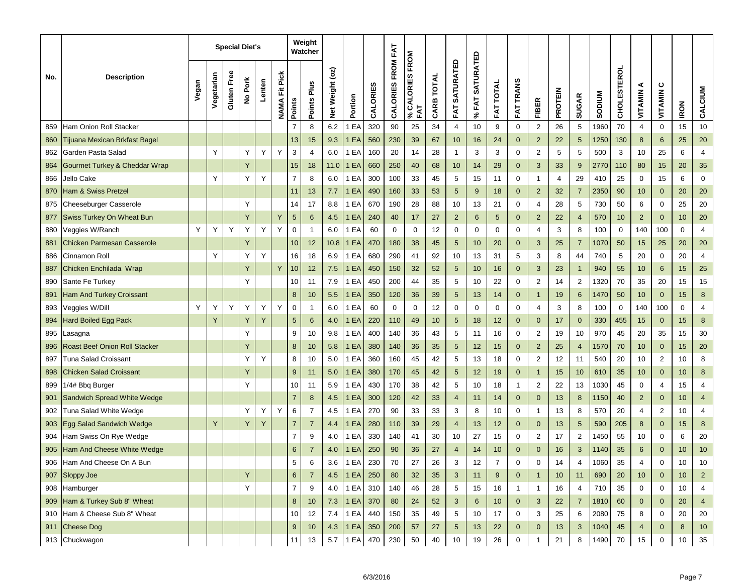| No. | Description | Special Diet's | | | | | | Weight Watcher | | Net Weight (oz) | Portion | CALORIES | CALORIES FROM FAT | % CALORIES FROM FAT | CARB TOTAL | FAT SATURATED | % FAT SATURATED | FAT TOTAL | FAT TRANS | FIBER | PROTEIN | SUGAR | SODIUM | CHOLESTEROL | VITAMIN A | VITAMIN C | IRON | CALCIUM |
|---|---|---|---|---|---|---|---|---|---|---|---|---|---|---|---|---|---|---|---|---|---|---|---|---|---|---|---|---|
| | | Vegan | Vegetarian | Gluten Free | No Pork | Lenten | NAMA Fit Pick | Points | Points Plus | | | | | | | | | | | | | | | | | | | |
| 859 | Ham Onion Roll Stacker | | | | | | | 7 | 8 | 6.2 | 1 EA | 320 | 90 | 25 | 34 | 4 | 10 | 9 | 0 | 2 | 26 | 5 | 1960 | 70 | 4 | 0 | 15 | 10 |
| 860 | Tijuana Mexican Brkfast Bagel | | | | | | | 13 | 15 | 9.3 | 1 EA | 560 | 230 | 39 | 67 | 10 | 16 | 24 | 0 | 2 | 22 | 5 | 1250 | 130 | 8 | 6 | 25 | 20 |
| 862 | Garden Pasta Salad | | Y | | Y | Y | Y | 3 | 4 | 6.0 | 1 EA | 160 | 20 | 14 | 28 | 1 | 3 | 3 | 0 | 2 | 5 | 5 | 500 | 3 | 10 | 25 | 6 | 4 |
| 864 | Gourmet Turkey & Cheddar Wrap | | | | Y | | | 15 | 18 | 11.0 | 1 EA | 660 | 250 | 40 | 68 | 10 | 14 | 29 | 0 | 3 | 33 | 9 | 2770 | 110 | 80 | 15 | 20 | 35 |
| 866 | Jello Cake | | Y | | Y | Y | | 7 | 8 | 6.0 | 1 EA | 300 | 100 | 33 | 45 | 5 | 15 | 11 | 0 | 1 | 4 | 29 | 410 | 25 | 0 | 15 | 6 | 0 |
| 870 | Ham & Swiss Pretzel | | | | | | | 11 | 13 | 7.7 | 1 EA | 490 | 160 | 33 | 53 | 5 | 9 | 18 | 0 | 2 | 32 | 7 | 2350 | 90 | 10 | 0 | 20 | 20 |
| 875 | Cheeseburger Casserole | | | | Y | | | 14 | 17 | 8.8 | 1 EA | 670 | 190 | 28 | 88 | 10 | 13 | 21 | 0 | 4 | 28 | 5 | 730 | 50 | 6 | 0 | 25 | 20 |
| 877 | Swiss Turkey On Wheat Bun | | | | Y | | Y | 5 | 6 | 4.5 | 1 EA | 240 | 40 | 17 | 27 | 2 | 6 | 5 | 0 | 2 | 22 | 4 | 570 | 10 | 2 | 0 | 10 | 20 |
| 880 | Veggies W/Ranch | Y | Y | Y | Y | Y | Y | 0 | 1 | 6.0 | 1 EA | 60 | 0 | 0 | 12 | 0 | 0 | 0 | 0 | 4 | 3 | 8 | 100 | 0 | 140 | 100 | 0 | 4 |
| 881 | Chicken Parmesan Casserole | | | | Y | | | 10 | 12 | 10.8 | 1 EA | 470 | 180 | 38 | 45 | 5 | 10 | 20 | 0 | 3 | 25 | 7 | 1070 | 50 | 15 | 25 | 20 | 20 |
| 886 | Cinnamon Roll | | Y | | Y | Y | | 16 | 18 | 6.9 | 1 EA | 680 | 290 | 41 | 92 | 10 | 13 | 31 | 5 | 3 | 8 | 44 | 740 | 5 | 20 | 0 | 20 | 4 |
| 887 | Chicken Enchilada Wrap | | | | Y | | Y | 10 | 12 | 7.5 | 1 EA | 450 | 150 | 32 | 52 | 5 | 10 | 16 | 0 | 3 | 23 | 1 | 940 | 55 | 10 | 6 | 15 | 25 |
| 890 | Sante Fe Turkey | | | | Y | | | 10 | 11 | 7.9 | 1 EA | 450 | 200 | 44 | 35 | 5 | 10 | 22 | 0 | 2 | 14 | 2 | 1320 | 70 | 35 | 20 | 15 | 15 |
| 891 | Ham And Turkey Croissant | | | | | | | 8 | 10 | 5.5 | 1 EA | 350 | 120 | 36 | 39 | 5 | 13 | 14 | 0 | 1 | 19 | 6 | 1470 | 50 | 10 | 0 | 15 | 8 |
| 893 | Veggies W/Dill | Y | Y | Y | Y | Y | Y | 0 | 1 | 6.0 | 1 EA | 60 | 0 | 0 | 12 | 0 | 0 | 0 | 0 | 4 | 3 | 8 | 100 | 0 | 140 | 100 | 0 | 4 |
| 894 | Hard Boiled Egg Pack | | Y | | Y | Y | | 5 | 6 | 4.0 | 1 EA | 220 | 110 | 49 | 10 | 5 | 18 | 12 | 0 | 0 | 17 | 0 | 330 | 455 | 15 | 0 | 15 | 8 |
| 895 | Lasagna | | | | Y | | | 9 | 10 | 9.8 | 1 EA | 400 | 140 | 36 | 43 | 5 | 11 | 16 | 0 | 2 | 19 | 10 | 970 | 45 | 20 | 35 | 15 | 30 |
| 896 | Roast Beef Onion Roll Stacker | | | | Y | | | 8 | 10 | 5.8 | 1 EA | 380 | 140 | 36 | 35 | 5 | 12 | 15 | 0 | 2 | 25 | 4 | 1570 | 70 | 10 | 0 | 15 | 20 |
| 897 | Tuna Salad Croissant | | | | Y | Y | | 8 | 10 | 5.0 | 1 EA | 360 | 160 | 45 | 42 | 5 | 13 | 18 | 0 | 2 | 12 | 11 | 540 | 20 | 10 | 2 | 10 | 8 |
| 898 | Chicken Salad Croissant | | | | Y | | | 9 | 11 | 5.0 | 1 EA | 380 | 170 | 45 | 42 | 5 | 12 | 19 | 0 | 1 | 15 | 10 | 610 | 35 | 10 | 0 | 10 | 8 |
| 899 | 1/4# Bbq Burger | | | | Y | | | 10 | 11 | 5.9 | 1 EA | 430 | 170 | 38 | 42 | 5 | 10 | 18 | 1 | 2 | 22 | 13 | 1030 | 45 | 0 | 4 | 15 | 4 |
| 901 | Sandwich Spread White Wedge | | | | | | | 7 | 8 | 4.5 | 1 EA | 300 | 120 | 42 | 33 | 4 | 11 | 14 | 0 | 0 | 13 | 8 | 1150 | 40 | 2 | 0 | 10 | 4 |
| 902 | Tuna Salad White Wedge | | | | Y | Y | Y | 6 | 7 | 4.5 | 1 EA | 270 | 90 | 33 | 33 | 3 | 8 | 10 | 0 | 1 | 13 | 8 | 570 | 20 | 4 | 2 | 10 | 4 |
| 903 | Egg Salad Sandwich Wedge | | Y | | Y | Y | | 7 | 7 | 4.4 | 1 EA | 280 | 110 | 39 | 29 | 4 | 13 | 12 | 0 | 0 | 13 | 5 | 590 | 205 | 8 | 0 | 15 | 8 |
| 904 | Ham Swiss On Rye Wedge | | | | | | | 7 | 9 | 4.0 | 1 EA | 330 | 140 | 41 | 30 | 10 | 27 | 15 | 0 | 2 | 17 | 2 | 1450 | 55 | 10 | 0 | 6 | 20 |
| 905 | Ham And Cheese White Wedge | | | | | | | 6 | 7 | 4.0 | 1 EA | 250 | 90 | 36 | 27 | 4 | 14 | 10 | 0 | 0 | 16 | 3 | 1140 | 35 | 6 | 0 | 10 | 10 |
| 906 | Ham And Cheese On A Bun | | | | | | | 5 | 6 | 3.6 | 1 EA | 230 | 70 | 27 | 26 | 3 | 12 | 7 | 0 | 0 | 14 | 4 | 1060 | 35 | 4 | 0 | 10 | 10 |
| 907 | Sloppy Joe | | | | Y | | | 6 | 7 | 4.5 | 1 EA | 250 | 80 | 32 | 35 | 3 | 11 | 9 | 0 | 1 | 10 | 11 | 690 | 20 | 10 | 0 | 10 | 2 |
| 908 | Hamburger | | | | Y | | | 7 | 9 | 4.0 | 1 EA | 310 | 140 | 46 | 28 | 5 | 15 | 16 | 1 | 1 | 16 | 4 | 710 | 35 | 0 | 0 | 10 | 4 |
| 909 | Ham & Turkey Sub 8" Wheat | | | | | | | 8 | 10 | 7.3 | 1 EA | 370 | 80 | 24 | 52 | 3 | 6 | 10 | 0 | 3 | 22 | 7 | 1810 | 60 | 0 | 0 | 20 | 4 |
| 910 | Ham & Cheese Sub 8" Wheat | | | | | | | 10 | 12 | 7.4 | 1 EA | 440 | 150 | 35 | 49 | 5 | 10 | 17 | 0 | 3 | 25 | 6 | 2080 | 75 | 8 | 0 | 20 | 20 |
| 911 | Cheese Dog | | | | | | | 9 | 10 | 4.3 | 1 EA | 350 | 200 | 57 | 27 | 5 | 13 | 22 | 0 | 0 | 13 | 3 | 1040 | 45 | 4 | 0 | 8 | 10 |
| 913 | Chuckwagon | | | | | | | 11 | 13 | 5.7 | 1 EA | 470 | 230 | 50 | 40 | 10 | 19 | 26 | 0 | 1 | 21 | 8 | 1490 | 70 | 15 | 0 | 10 | 35 |

6/3/2016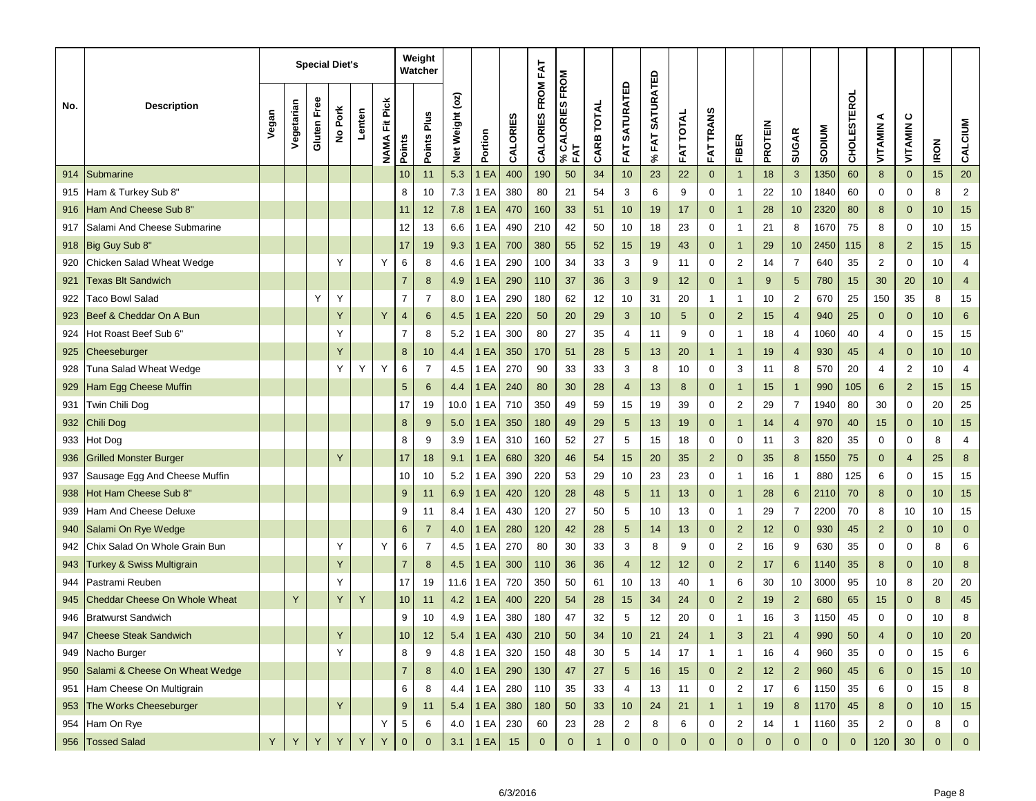| No. | Description | Special Diet's | | | | | | Weight Watcher | | Net Weight (oz) | Portion | CALORIES | CALORIES FROM FAT | % CALORIES FROM FAT | CARB TOTAL | FAT SATURATED | % FAT SATURATED | FAT TOTAL | FAT TRANS | FIBER | PROTEIN | SUGAR | SODIUM | CHOLESTEROL | VITAMIN A | VITAMIN C | IRON | CALCIUM |
|---|---|---|---|---|---|---|---|---|---|---|---|---|---|---|---|---|---|---|---|---|---|---|---|---|---|---|---|---|
| | | Vegan | Vegetarian | Gluten Free | No Pork | Lenten | NAMA Fit Pick | Points | Points Plus | | | | | | | | | | | | | | | | | | | |
| 914 | Submarine | | | | | | | 10 | 11 | 5.3 | 1 EA | 400 | 190 | 50 | 34 | 10 | 23 | 22 | 0 | 1 | 18 | 3 | 1350 | 60 | 8 | 0 | 15 | 20 |
| 915 | Ham & Turkey Sub 8" | | | | | | | 8 | 10 | 7.3 | 1 EA | 380 | 80 | 21 | 54 | 3 | 6 | 9 | 0 | 1 | 22 | 10 | 1840 | 60 | 0 | 0 | 8 | 2 |
| 916 | Ham And Cheese Sub 8" | | | | | | | 11 | 12 | 7.8 | 1 EA | 470 | 160 | 33 | 51 | 10 | 19 | 17 | 0 | 1 | 28 | 10 | 2320 | 80 | 8 | 0 | 10 | 15 |
| 917 | Salami And Cheese Submarine | | | | | | | 12 | 13 | 6.6 | 1 EA | 490 | 210 | 42 | 50 | 10 | 18 | 23 | 0 | 1 | 21 | 8 | 1670 | 75 | 8 | 0 | 10 | 15 |
| 918 | Big Guy Sub 8" | | | | | | | 17 | 19 | 9.3 | 1 EA | 700 | 380 | 55 | 52 | 15 | 19 | 43 | 0 | 1 | 29 | 10 | 2450 | 115 | 8 | 2 | 15 | 15 |
| 920 | Chicken Salad Wheat Wedge | | | | Y | | Y | 6 | 8 | 4.6 | 1 EA | 290 | 100 | 34 | 33 | 3 | 9 | 11 | 0 | 2 | 14 | 7 | 640 | 35 | 2 | 0 | 10 | 4 |
| 921 | Texas Blt Sandwich | | | | | | | 7 | 8 | 4.9 | 1 EA | 290 | 110 | 37 | 36 | 3 | 9 | 12 | 0 | 1 | 9 | 5 | 780 | 15 | 30 | 20 | 10 | 4 |
| 922 | Taco Bowl Salad | | | Y | Y | | | 7 | 7 | 8.0 | 1 EA | 290 | 180 | 62 | 12 | 10 | 31 | 20 | 1 | 1 | 10 | 2 | 670 | 25 | 150 | 35 | 8 | 15 |
| 923 | Beef & Cheddar On A Bun | | | | Y | | Y | 4 | 6 | 4.5 | 1 EA | 220 | 50 | 20 | 29 | 3 | 10 | 5 | 0 | 2 | 15 | 4 | 940 | 25 | 0 | 0 | 10 | 6 |
| 924 | Hot Roast Beef Sub 6" | | | | Y | | | 7 | 8 | 5.2 | 1 EA | 300 | 80 | 27 | 35 | 4 | 11 | 9 | 0 | 1 | 18 | 4 | 1060 | 40 | 4 | 0 | 15 | 15 |
| 925 | Cheeseburger | | | | Y | | | 8 | 10 | 4.4 | 1 EA | 350 | 170 | 51 | 28 | 5 | 13 | 20 | 1 | 1 | 19 | 4 | 930 | 45 | 4 | 0 | 10 | 10 |
| 928 | Tuna Salad Wheat Wedge | | | | Y | Y | Y | 6 | 7 | 4.5 | 1 EA | 270 | 90 | 33 | 33 | 3 | 8 | 10 | 0 | 3 | 11 | 8 | 570 | 20 | 4 | 2 | 10 | 4 |
| 929 | Ham Egg Cheese Muffin | | | | | | | 5 | 6 | 4.4 | 1 EA | 240 | 80 | 30 | 28 | 4 | 13 | 8 | 0 | 1 | 15 | 1 | 990 | 105 | 6 | 2 | 15 | 15 |
| 931 | Twin Chili Dog | | | | | | | 17 | 19 | 10.0 | 1 EA | 710 | 350 | 49 | 59 | 15 | 19 | 39 | 0 | 2 | 29 | 7 | 1940 | 80 | 30 | 0 | 20 | 25 |
| 932 | Chili Dog | | | | | | | 8 | 9 | 5.0 | 1 EA | 350 | 180 | 49 | 29 | 5 | 13 | 19 | 0 | 1 | 14 | 4 | 970 | 40 | 15 | 0 | 10 | 15 |
| 933 | Hot Dog | | | | | | | 8 | 9 | 3.9 | 1 EA | 310 | 160 | 52 | 27 | 5 | 15 | 18 | 0 | 0 | 11 | 3 | 820 | 35 | 0 | 0 | 8 | 4 |
| 936 | Grilled Monster Burger | | | | Y | | | 17 | 18 | 9.1 | 1 EA | 680 | 320 | 46 | 54 | 15 | 20 | 35 | 2 | 0 | 35 | 8 | 1550 | 75 | 0 | 4 | 25 | 8 |
| 937 | Sausage Egg And Cheese Muffin | | | | | | | 10 | 10 | 5.2 | 1 EA | 390 | 220 | 53 | 29 | 10 | 23 | 23 | 0 | 1 | 16 | 1 | 880 | 125 | 6 | 0 | 15 | 15 |
| 938 | Hot Ham Cheese Sub 8" | | | | | | | 9 | 11 | 6.9 | 1 EA | 420 | 120 | 28 | 48 | 5 | 11 | 13 | 0 | 1 | 28 | 6 | 2110 | 70 | 8 | 0 | 10 | 15 |
| 939 | Ham And Cheese Deluxe | | | | | | | 9 | 11 | 8.4 | 1 EA | 430 | 120 | 27 | 50 | 5 | 10 | 13 | 0 | 1 | 29 | 7 | 2200 | 70 | 8 | 10 | 10 | 15 |
| 940 | Salami On Rye Wedge | | | | | | | 6 | 7 | 4.0 | 1 EA | 280 | 120 | 42 | 28 | 5 | 14 | 13 | 0 | 2 | 12 | 0 | 930 | 45 | 2 | 0 | 10 | 0 |
| 942 | Chix Salad On Whole Grain Bun | | | | Y | | Y | 6 | 7 | 4.5 | 1 EA | 270 | 80 | 30 | 33 | 3 | 8 | 9 | 0 | 2 | 16 | 9 | 630 | 35 | 0 | 0 | 8 | 6 |
| 943 | Turkey & Swiss Multigrain | | | | Y | | | 7 | 8 | 4.5 | 1 EA | 300 | 110 | 36 | 36 | 4 | 12 | 12 | 0 | 2 | 17 | 6 | 1140 | 35 | 8 | 0 | 10 | 8 |
| 944 | Pastrami Reuben | | | | Y | | | 17 | 19 | 11.6 | 1 EA | 720 | 350 | 50 | 61 | 10 | 13 | 40 | 1 | 6 | 30 | 10 | 3000 | 95 | 10 | 8 | 20 | 20 |
| 945 | Cheddar Cheese On Whole Wheat | | Y | | Y | Y | | 10 | 11 | 4.2 | 1 EA | 400 | 220 | 54 | 28 | 15 | 34 | 24 | 0 | 2 | 19 | 2 | 680 | 65 | 15 | 0 | 8 | 45 |
| 946 | Bratwurst Sandwich | | | | | | | 9 | 10 | 4.9 | 1 EA | 380 | 180 | 47 | 32 | 5 | 12 | 20 | 0 | 1 | 16 | 3 | 1150 | 45 | 0 | 0 | 10 | 8 |
| 947 | Cheese Steak Sandwich | | | | Y | | | 10 | 12 | 5.4 | 1 EA | 430 | 210 | 50 | 34 | 10 | 21 | 24 | 1 | 3 | 21 | 4 | 990 | 50 | 4 | 0 | 10 | 20 |
| 949 | Nacho Burger | | | | Y | | | 8 | 9 | 4.8 | 1 EA | 320 | 150 | 48 | 30 | 5 | 14 | 17 | 1 | 1 | 16 | 4 | 960 | 35 | 0 | 0 | 15 | 6 |
| 950 | Salami & Cheese On Wheat Wedge | | | | | | | 7 | 8 | 4.0 | 1 EA | 290 | 130 | 47 | 27 | 5 | 16 | 15 | 0 | 2 | 12 | 2 | 960 | 45 | 6 | 0 | 15 | 10 |
| 951 | Ham Cheese On Multigrain | | | | | | | 6 | 8 | 4.4 | 1 EA | 280 | 110 | 35 | 33 | 4 | 13 | 11 | 0 | 2 | 17 | 6 | 1150 | 35 | 6 | 0 | 15 | 8 |
| 953 | The Works Cheeseburger | | | | Y | | | 9 | 11 | 5.4 | 1 EA | 380 | 180 | 50 | 33 | 10 | 24 | 21 | 1 | 1 | 19 | 8 | 1170 | 45 | 8 | 0 | 10 | 15 |
| 954 | Ham On Rye | | | | | | Y | 5 | 6 | 4.0 | 1 EA | 230 | 60 | 23 | 28 | 2 | 8 | 6 | 0 | 2 | 14 | 1 | 1160 | 35 | 2 | 0 | 8 | 0 |
| 956 | Tossed Salad | Y | Y | Y | Y | Y | Y | 0 | 0 | 3.1 | 1 EA | 15 | 0 | 0 | 1 | 0 | 0 | 0 | 0 | 0 | 0 | 0 | 0 | 0 | 120 | 30 | 0 | 0 |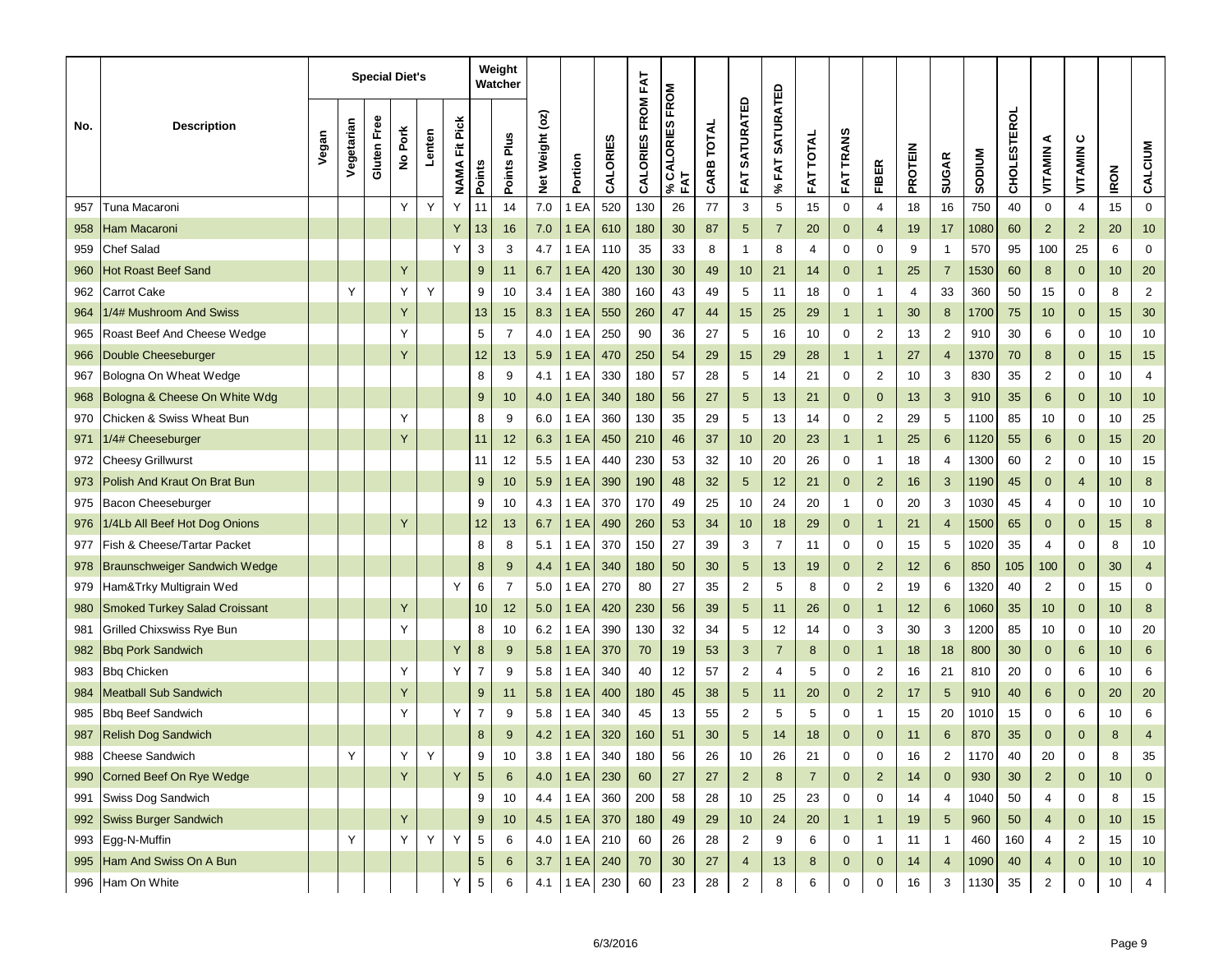| No. | Description | Special Diet's | | | | | | Weight Watcher | | Net Weight (oz) | Portion | CALORIES | CALORIES FROM FAT | % CALORIES FROM FAT | CARB TOTAL | FAT SATURATED | % FAT SATURATED | FAT TOTAL | FAT TRANS | FIBER | PROTEIN | SUGAR | SODIUM | CHOLESTEROL | VITAMIN A | VITAMIN C | IRON | CALCIUM |
|---|---|---|---|---|---|---|---|---|---|---|---|---|---|---|---|---|---|---|---|---|---|---|---|---|---|---|---|---|
| | | Vegan | Vegetarian | Gluten Free | No Pork | Lenten | NAMA Fit Pick | Points | Points Plus | | | | | | | | | | | | | | | | | | | |
| 957 | Tuna Macaroni | | | | Y | Y | Y | 11 | 14 | 7.0 | 1 EA | 520 | 130 | 26 | 77 | 3 | 5 | 15 | 0 | 4 | 18 | 16 | 750 | 40 | 0 | 4 | 15 | 0 |
| 958 | Ham Macaroni | | | | | | Y | 13 | 16 | 7.0 | 1 EA | 610 | 180 | 30 | 87 | 5 | 7 | 20 | 0 | 4 | 19 | 17 | 1080 | 60 | 2 | 2 | 20 | 10 |
| 959 | Chef Salad | | | | | | Y | 3 | 3 | 4.7 | 1 EA | 110 | 35 | 33 | 8 | 1 | 8 | 4 | 0 | 0 | 9 | 1 | 570 | 95 | 100 | 25 | 6 | 0 |
| 960 | Hot Roast Beef Sand | | | | Y | | | 9 | 11 | 6.7 | 1 EA | 420 | 130 | 30 | 49 | 10 | 21 | 14 | 0 | 1 | 25 | 7 | 1530 | 60 | 8 | 0 | 10 | 20 |
| 962 | Carrot Cake | | Y | | Y | Y | | 9 | 10 | 3.4 | 1 EA | 380 | 160 | 43 | 49 | 5 | 11 | 18 | 0 | 1 | 4 | 33 | 360 | 50 | 15 | 0 | 8 | 2 |
| 964 | 1/4# Mushroom And Swiss | | | | Y | | | 13 | 15 | 8.3 | 1 EA | 550 | 260 | 47 | 44 | 15 | 25 | 29 | 1 | 1 | 30 | 8 | 1700 | 75 | 10 | 0 | 15 | 30 |
| 965 | Roast Beef And Cheese Wedge | | | | Y | | | 5 | 7 | 4.0 | 1 EA | 250 | 90 | 36 | 27 | 5 | 16 | 10 | 0 | 2 | 13 | 2 | 910 | 30 | 6 | 0 | 10 | 10 |
| 966 | Double Cheeseburger | | | | Y | | | 12 | 13 | 5.9 | 1 EA | 470 | 250 | 54 | 29 | 15 | 29 | 28 | 1 | 1 | 27 | 4 | 1370 | 70 | 8 | 0 | 15 | 15 |
| 967 | Bologna On Wheat Wedge | | | | | | | 8 | 9 | 4.1 | 1 EA | 330 | 180 | 57 | 28 | 5 | 14 | 21 | 0 | 2 | 10 | 3 | 830 | 35 | 2 | 0 | 10 | 4 |
| 968 | Bologna & Cheese On White Wdg | | | | | | | 9 | 10 | 4.0 | 1 EA | 340 | 180 | 56 | 27 | 5 | 13 | 21 | 0 | 0 | 13 | 3 | 910 | 35 | 6 | 0 | 10 | 10 |
| 970 | Chicken & Swiss Wheat Bun | | | | Y | | | 8 | 9 | 6.0 | 1 EA | 360 | 130 | 35 | 29 | 5 | 13 | 14 | 0 | 2 | 29 | 5 | 1100 | 85 | 10 | 0 | 10 | 25 |
| 971 | 1/4# Cheeseburger | | | | Y | | | 11 | 12 | 6.3 | 1 EA | 450 | 210 | 46 | 37 | 10 | 20 | 23 | 1 | 1 | 25 | 6 | 1120 | 55 | 6 | 0 | 15 | 20 |
| 972 | Cheesy Grillwurst | | | | | | | 11 | 12 | 5.5 | 1 EA | 440 | 230 | 53 | 32 | 10 | 20 | 26 | 0 | 1 | 18 | 4 | 1300 | 60 | 2 | 0 | 10 | 15 |
| 973 | Polish And Kraut On Brat Bun | | | | | | | 9 | 10 | 5.9 | 1 EA | 390 | 190 | 48 | 32 | 5 | 12 | 21 | 0 | 2 | 16 | 3 | 1190 | 45 | 0 | 4 | 10 | 8 |
| 975 | Bacon Cheeseburger | | | | | | | 9 | 10 | 4.3 | 1 EA | 370 | 170 | 49 | 25 | 10 | 24 | 20 | 1 | 0 | 20 | 3 | 1030 | 45 | 4 | 0 | 10 | 10 |
| 976 | 1/4Lb All Beef Hot Dog Onions | | | | Y | | | 12 | 13 | 6.7 | 1 EA | 490 | 260 | 53 | 34 | 10 | 18 | 29 | 0 | 1 | 21 | 4 | 1500 | 65 | 0 | 0 | 15 | 8 |
| 977 | Fish & Cheese/Tartar Packet | | | | | | | 8 | 8 | 5.1 | 1 EA | 370 | 150 | 27 | 39 | 3 | 7 | 11 | 0 | 0 | 15 | 5 | 1020 | 35 | 4 | 0 | 8 | 10 |
| 978 | Braunschweiger Sandwich Wedge | | | | | | | 8 | 9 | 4.4 | 1 EA | 340 | 180 | 50 | 30 | 5 | 13 | 19 | 0 | 2 | 12 | 6 | 850 | 105 | 100 | 0 | 30 | 4 |
| 979 | Ham&Trky Multigrain Wed | | | | | | Y | 6 | 7 | 5.0 | 1 EA | 270 | 80 | 27 | 35 | 2 | 5 | 8 | 0 | 2 | 19 | 6 | 1320 | 40 | 2 | 0 | 15 | 0 |
| 980 | Smoked Turkey Salad Croissant | | | | Y | | | 10 | 12 | 5.0 | 1 EA | 420 | 230 | 56 | 39 | 5 | 11 | 26 | 0 | 1 | 12 | 6 | 1060 | 35 | 10 | 0 | 10 | 8 |
| 981 | Grilled Chixswiss Rye Bun | | | | Y | | | 8 | 10 | 6.2 | 1 EA | 390 | 130 | 32 | 34 | 5 | 12 | 14 | 0 | 3 | 30 | 3 | 1200 | 85 | 10 | 0 | 10 | 20 |
| 982 | Bbq Pork Sandwich | | | | | | Y | 8 | 9 | 5.8 | 1 EA | 370 | 70 | 19 | 53 | 3 | 7 | 8 | 0 | 1 | 18 | 18 | 800 | 30 | 0 | 6 | 10 | 6 |
| 983 | Bbq Chicken | | | | Y | | Y | 7 | 9 | 5.8 | 1 EA | 340 | 40 | 12 | 57 | 2 | 4 | 5 | 0 | 2 | 16 | 21 | 810 | 20 | 0 | 6 | 10 | 6 |
| 984 | Meatball Sub Sandwich | | | | Y | | | 9 | 11 | 5.8 | 1 EA | 400 | 180 | 45 | 38 | 5 | 11 | 20 | 0 | 2 | 17 | 5 | 910 | 40 | 6 | 0 | 20 | 20 |
| 985 | Bbq Beef Sandwich | | | | Y | | Y | 7 | 9 | 5.8 | 1 EA | 340 | 45 | 13 | 55 | 2 | 5 | 5 | 0 | 1 | 15 | 20 | 1010 | 15 | 0 | 6 | 10 | 6 |
| 987 | Relish Dog Sandwich | | | | | | | 8 | 9 | 4.2 | 1 EA | 320 | 160 | 51 | 30 | 5 | 14 | 18 | 0 | 0 | 11 | 6 | 870 | 35 | 0 | 0 | 8 | 4 |
| 988 | Cheese Sandwich | | Y | | Y | Y | | 9 | 10 | 3.8 | 1 EA | 340 | 180 | 56 | 26 | 10 | 26 | 21 | 0 | 0 | 16 | 2 | 1170 | 40 | 20 | 0 | 8 | 35 |
| 990 | Corned Beef On Rye Wedge | | | | Y | | Y | 5 | 6 | 4.0 | 1 EA | 230 | 60 | 27 | 27 | 2 | 8 | 7 | 0 | 2 | 14 | 0 | 930 | 30 | 2 | 0 | 10 | 0 |
| 991 | Swiss Dog Sandwich | | | | | | | 9 | 10 | 4.4 | 1 EA | 360 | 200 | 58 | 28 | 10 | 25 | 23 | 0 | 0 | 14 | 4 | 1040 | 50 | 4 | 0 | 8 | 15 |
| 992 | Swiss Burger Sandwich | | | | Y | | | 9 | 10 | 4.5 | 1 EA | 370 | 180 | 49 | 29 | 10 | 24 | 20 | 1 | 1 | 19 | 5 | 960 | 50 | 4 | 0 | 10 | 15 |
| 993 | Egg-N-Muffin | | Y | | Y | Y | Y | 5 | 6 | 4.0 | 1 EA | 210 | 60 | 26 | 28 | 2 | 9 | 6 | 0 | 1 | 11 | 1 | 460 | 160 | 4 | 2 | 15 | 10 |
| 995 | Ham And Swiss On A Bun | | | | | | | 5 | 6 | 3.7 | 1 EA | 240 | 70 | 30 | 27 | 4 | 13 | 8 | 0 | 0 | 14 | 4 | 1090 | 40 | 4 | 0 | 10 | 10 |
| 996 | Ham On White | | | | | | Y | 5 | 6 | 4.1 | 1 EA | 230 | 60 | 23 | 28 | 2 | 8 | 6 | 0 | 0 | 16 | 3 | 1130 | 35 | 2 | 0 | 10 | 4 |

6/3/2016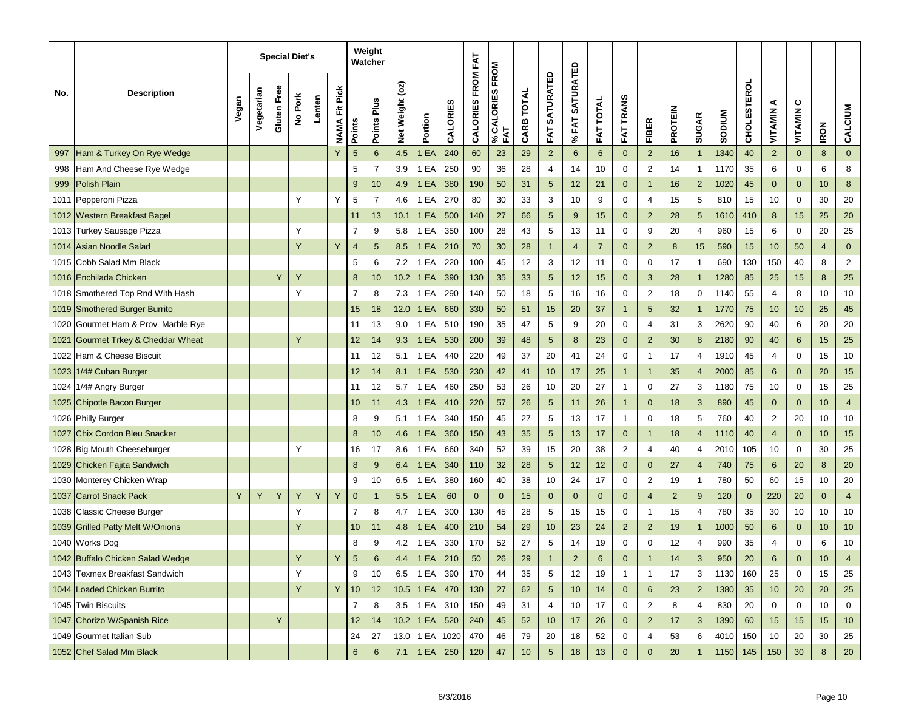| No. | Description | Special Diet's | | | | | | Weight Watcher | | Net Weight (oz) | Portion | CALORIES | CALORIES FROM FAT | % CALORIES FROM FAT | CARB TOTAL | FAT SATURATED | % FAT SATURATED | FAT TOTAL | FAT TRANS | FIBER | PROTEIN | SUGAR | SODIUM | CHOLESTEROL | VITAMIN A | VITAMIN C | IRON | CALCIUM |
|---|---|---|---|---|---|---|---|---|---|---|---|---|---|---|---|---|---|---|---|---|---|---|---|---|---|---|---|---|
| | | Vegan | Vegetarian | Gluten Free | No Pork | Lenten | NAMA Fit Pick | Points | Points Plus | | | | | | | | | | | | | | | | | | | |
| 997 | Ham & Turkey On Rye Wedge | | | | | | Y | 5 | 6 | 4.5 | 1 EA | 240 | 60 | 23 | 29 | 2 | 6 | 6 | 0 | 2 | 16 | 1 | 1340 | 40 | 2 | 0 | 8 | 0 |
| 998 | Ham And Cheese Rye Wedge | | | | | | | 5 | 7 | 3.9 | 1 EA | 250 | 90 | 36 | 28 | 4 | 14 | 10 | 0 | 2 | 14 | 1 | 1170 | 35 | 6 | 0 | 6 | 8 |
| 999 | Polish Plain | | | | | | | 9 | 10 | 4.9 | 1 EA | 380 | 190 | 50 | 31 | 5 | 12 | 21 | 0 | 1 | 16 | 2 | 1020 | 45 | 0 | 0 | 10 | 8 |
| 1011 | Pepperoni Pizza | | | | Y | | Y | 5 | 7 | 4.6 | 1 EA | 270 | 80 | 30 | 33 | 3 | 10 | 9 | 0 | 4 | 15 | 5 | 810 | 15 | 10 | 0 | 30 | 20 |
| 1012 | Western Breakfast Bagel | | | | | | | 11 | 13 | 10.1 | 1 EA | 500 | 140 | 27 | 66 | 5 | 9 | 15 | 0 | 2 | 28 | 5 | 1610 | 410 | 8 | 15 | 25 | 20 |
| 1013 | Turkey Sausage Pizza | | | | Y | | | 7 | 9 | 5.8 | 1 EA | 350 | 100 | 28 | 43 | 5 | 13 | 11 | 0 | 9 | 20 | 4 | 960 | 15 | 6 | 0 | 20 | 25 |
| 1014 | Asian Noodle Salad | | | | Y | | Y | 4 | 5 | 8.5 | 1 EA | 210 | 70 | 30 | 28 | 1 | 4 | 7 | 0 | 2 | 8 | 15 | 590 | 15 | 10 | 50 | 4 | 0 |
| 1015 | Cobb Salad Mm Black | | | | | | | 5 | 6 | 7.2 | 1 EA | 220 | 100 | 45 | 12 | 3 | 12 | 11 | 0 | 0 | 17 | 1 | 690 | 130 | 150 | 40 | 8 | 2 |
| 1016 | Enchilada Chicken | | | Y | Y | | | 8 | 10 | 10.2 | 1 EA | 390 | 130 | 35 | 33 | 5 | 12 | 15 | 0 | 3 | 28 | 1 | 1280 | 85 | 25 | 15 | 8 | 25 |
| 1018 | Smothered Top Rnd With Hash | | | | Y | | | 7 | 8 | 7.3 | 1 EA | 290 | 140 | 50 | 18 | 5 | 16 | 16 | 0 | 2 | 18 | 0 | 1140 | 55 | 4 | 8 | 10 | 10 |
| 1019 | Smothered Burger Burrito | | | | | | | 15 | 18 | 12.0 | 1 EA | 660 | 330 | 50 | 51 | 15 | 20 | 37 | 1 | 5 | 32 | 1 | 1770 | 75 | 10 | 10 | 25 | 45 |
| 1020 | Gourmet Ham & Prov Marble Rye | | | | | | | 11 | 13 | 9.0 | 1 EA | 510 | 190 | 35 | 47 | 5 | 9 | 20 | 0 | 4 | 31 | 3 | 2620 | 90 | 40 | 6 | 20 | 20 |
| 1021 | Gourmet Trkey & Cheddar Wheat | | | | Y | | | 12 | 14 | 9.3 | 1 EA | 530 | 200 | 39 | 48 | 5 | 8 | 23 | 0 | 2 | 30 | 8 | 2180 | 90 | 40 | 6 | 15 | 25 |
| 1022 | Ham & Cheese Biscuit | | | | | | | 11 | 12 | 5.1 | 1 EA | 440 | 220 | 49 | 37 | 20 | 41 | 24 | 0 | 1 | 17 | 4 | 1910 | 45 | 4 | 0 | 15 | 10 |
| 1023 | 1/4# Cuban Burger | | | | | | | 12 | 14 | 8.1 | 1 EA | 530 | 230 | 42 | 41 | 10 | 17 | 25 | 1 | 1 | 35 | 4 | 2000 | 85 | 6 | 0 | 20 | 15 |
| 1024 | 1/4# Angry Burger | | | | | | | 11 | 12 | 5.7 | 1 EA | 460 | 250 | 53 | 26 | 10 | 20 | 27 | 1 | 0 | 27 | 3 | 1180 | 75 | 10 | 0 | 15 | 25 |
| 1025 | Chipotle Bacon Burger | | | | | | | 10 | 11 | 4.3 | 1 EA | 410 | 220 | 57 | 26 | 5 | 11 | 26 | 1 | 0 | 18 | 3 | 890 | 45 | 0 | 0 | 10 | 4 |
| 1026 | Philly Burger | | | | | | | 8 | 9 | 5.1 | 1 EA | 340 | 150 | 45 | 27 | 5 | 13 | 17 | 1 | 0 | 18 | 5 | 760 | 40 | 2 | 20 | 10 | 10 |
| 1027 | Chix Cordon Bleu Snacker | | | | | | | 8 | 10 | 4.6 | 1 EA | 360 | 150 | 43 | 35 | 5 | 13 | 17 | 0 | 1 | 18 | 4 | 1110 | 40 | 4 | 0 | 10 | 15 |
| 1028 | Big Mouth Cheeseburger | | | | Y | | | 16 | 17 | 8.6 | 1 EA | 660 | 340 | 52 | 39 | 15 | 20 | 38 | 2 | 4 | 40 | 4 | 2010 | 105 | 10 | 0 | 30 | 25 |
| 1029 | Chicken Fajita Sandwich | | | | | | | 8 | 9 | 6.4 | 1 EA | 340 | 110 | 32 | 28 | 5 | 12 | 12 | 0 | 0 | 27 | 4 | 740 | 75 | 6 | 20 | 8 | 20 |
| 1030 | Monterey Chicken Wrap | | | | | | | 9 | 10 | 6.5 | 1 EA | 380 | 160 | 40 | 38 | 10 | 24 | 17 | 0 | 2 | 19 | 1 | 780 | 50 | 60 | 15 | 10 | 20 |
| 1037 | Carrot Snack Pack | Y | Y | Y | Y | Y | Y | 0 | 1 | 5.5 | 1 EA | 60 | 0 | 0 | 15 | 0 | 0 | 0 | 0 | 4 | 2 | 9 | 120 | 0 | 220 | 20 | 0 | 4 |
| 1038 | Classic Cheese Burger | | | | Y | | | 7 | 8 | 4.7 | 1 EA | 300 | 130 | 45 | 28 | 5 | 15 | 15 | 0 | 1 | 15 | 4 | 780 | 35 | 30 | 10 | 10 | 10 |
| 1039 | Grilled Patty Melt W/Onions | | | | Y | | | 10 | 11 | 4.8 | 1 EA | 400 | 210 | 54 | 29 | 10 | 23 | 24 | 2 | 2 | 19 | 1 | 1000 | 50 | 6 | 0 | 10 | 10 |
| 1040 | Works Dog | | | | | | | 8 | 9 | 4.2 | 1 EA | 330 | 170 | 52 | 27 | 5 | 14 | 19 | 0 | 0 | 12 | 4 | 990 | 35 | 4 | 0 | 6 | 10 |
| 1042 | Buffalo Chicken Salad Wedge | | | | Y | | Y | 5 | 6 | 4.4 | 1 EA | 210 | 50 | 26 | 29 | 1 | 2 | 6 | 0 | 1 | 14 | 3 | 950 | 20 | 6 | 0 | 10 | 4 |
| 1043 | Texmex Breakfast Sandwich | | | | Y | | | 9 | 10 | 6.5 | 1 EA | 390 | 170 | 44 | 35 | 5 | 12 | 19 | 1 | 1 | 17 | 3 | 1130 | 160 | 25 | 0 | 15 | 25 |
| 1044 | Loaded Chicken Burrito | | | | Y | | Y | 10 | 12 | 10.5 | 1 EA | 470 | 130 | 27 | 62 | 5 | 10 | 14 | 0 | 6 | 23 | 2 | 1380 | 35 | 10 | 20 | 20 | 25 |
| 1045 | Twin Biscuits | | | | | | | 7 | 8 | 3.5 | 1 EA | 310 | 150 | 49 | 31 | 4 | 10 | 17 | 0 | 2 | 8 | 4 | 830 | 20 | 0 | 0 | 10 | 0 |
| 1047 | Chorizo W/Spanish Rice | | | Y | | | | 12 | 14 | 10.2 | 1 EA | 520 | 240 | 45 | 52 | 10 | 17 | 26 | 0 | 2 | 17 | 3 | 1390 | 60 | 15 | 15 | 15 | 10 |
| 1049 | Gourmet Italian Sub | | | | | | | 24 | 27 | 13.0 | 1 EA | 1020 | 470 | 46 | 79 | 20 | 18 | 52 | 0 | 4 | 53 | 6 | 4010 | 150 | 10 | 20 | 30 | 25 |
| 1052 | Chef Salad Mm Black | | | | | | | 6 | 6 | 7.1 | 1 EA | 250 | 120 | 47 | 10 | 5 | 18 | 13 | 0 | 0 | 20 | 1 | 1150 | 145 | 150 | 30 | 8 | 20 |

6/3/2016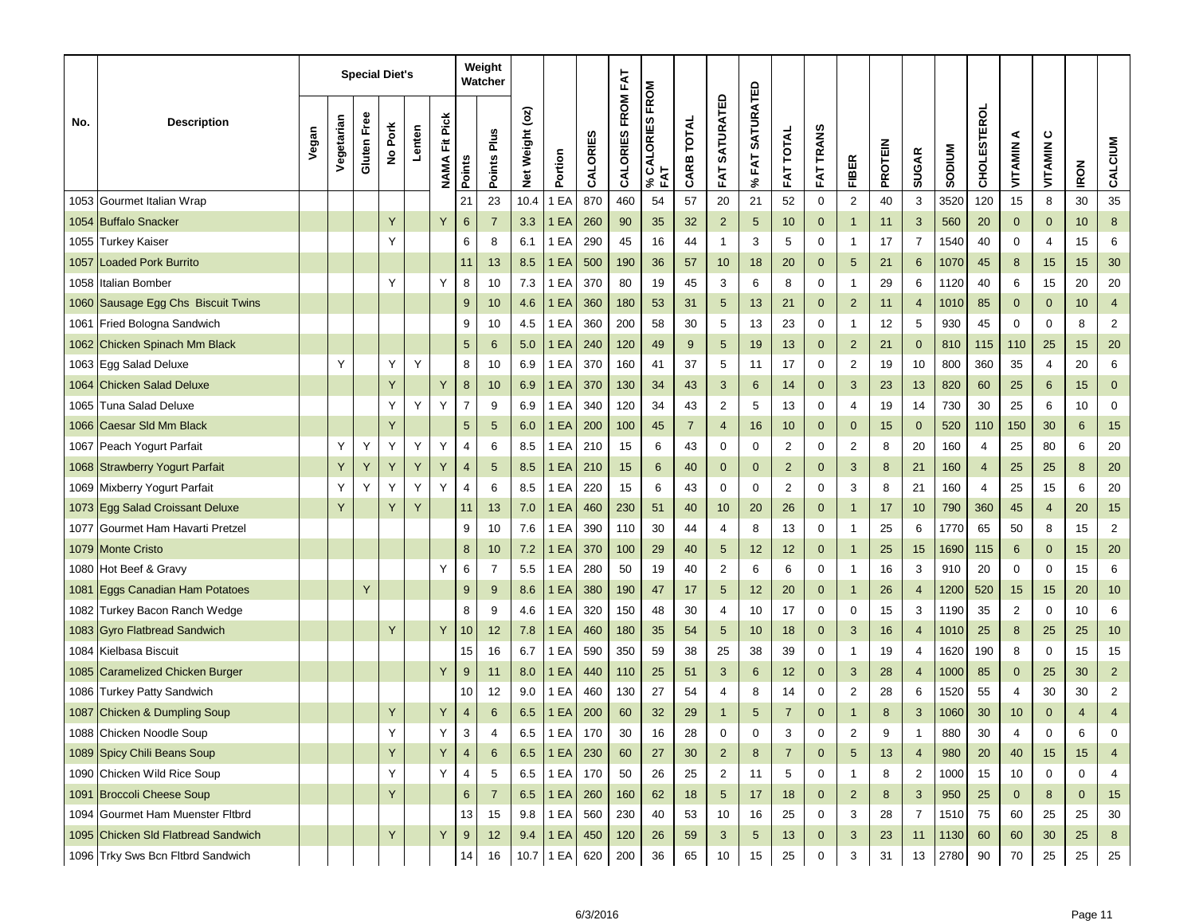| No. | Description | Special Diet's | | | | | | Weight Watcher | | Net Weight (oz) | Portion | CALORIES | CALORIES FROM FAT | % CALORIES FROM FAT | CARB TOTAL | FAT SATURATED | % FAT SATURATED | FAT TOTAL | FAT TRANS | FIBER | PROTEIN | SUGAR | SODIUM | CHOLESTEROL | VITAMIN A | VITAMIN C | IRON | CALCIUM |
|---|---|---|---|---|---|---|---|---|---|---|---|---|---|---|---|---|---|---|---|---|---|---|---|---|---|---|---|---|
| | | Vegan | Vegetarian | Gluten Free | No Pork | Lenten | NAMA Fit Pick | Points | Points Plus | | | | | | | | | | | | | | | | | | | |
| 1053 | Gourmet Italian Wrap | | | | | | | 21 | 23 | 10.4 | 1 EA | 870 | 460 | 54 | 57 | 20 | 21 | 52 | 0 | 2 | 40 | 3 | 3520 | 120 | 15 | 8 | 30 | 35 |
| 1054 | Buffalo Snacker | | | | Y | | Y | 6 | 7 | 3.3 | 1 EA | 260 | 90 | 35 | 32 | 2 | 5 | 10 | 0 | 1 | 11 | 3 | 560 | 20 | 0 | 0 | 10 | 8 |
| 1055 | Turkey Kaiser | | | | Y | | | 6 | 8 | 6.1 | 1 EA | 290 | 45 | 16 | 44 | 1 | 3 | 5 | 0 | 1 | 17 | 7 | 1540 | 40 | 0 | 4 | 15 | 6 |
| 1057 | Loaded Pork Burrito | | | | | | | 11 | 13 | 8.5 | 1 EA | 500 | 190 | 36 | 57 | 10 | 18 | 20 | 0 | 5 | 21 | 6 | 1070 | 45 | 8 | 15 | 15 | 30 |
| 1058 | Italian Bomber | | | | Y | | Y | 8 | 10 | 7.3 | 1 EA | 370 | 80 | 19 | 45 | 3 | 6 | 8 | 0 | 1 | 29 | 6 | 1120 | 40 | 6 | 15 | 20 | 20 |
| 1060 | Sausage Egg Chs Biscuit Twins | | | | | | | 9 | 10 | 4.6 | 1 EA | 360 | 180 | 53 | 31 | 5 | 13 | 21 | 0 | 2 | 11 | 4 | 1010 | 85 | 0 | 0 | 10 | 4 |
| 1061 | Fried Bologna Sandwich | | | | | | | 9 | 10 | 4.5 | 1 EA | 360 | 200 | 58 | 30 | 5 | 13 | 23 | 0 | 1 | 12 | 5 | 930 | 45 | 0 | 0 | 8 | 2 |
| 1062 | Chicken Spinach Mm Black | | | | | | | 5 | 6 | 5.0 | 1 EA | 240 | 120 | 49 | 9 | 5 | 19 | 13 | 0 | 2 | 21 | 0 | 810 | 115 | 110 | 25 | 15 | 20 |
| 1063 | Egg Salad Deluxe | | Y | | Y | Y | | 8 | 10 | 6.9 | 1 EA | 370 | 160 | 41 | 37 | 5 | 11 | 17 | 0 | 2 | 19 | 10 | 800 | 360 | 35 | 4 | 20 | 6 |
| 1064 | Chicken Salad Deluxe | | | | Y | | Y | 8 | 10 | 6.9 | 1 EA | 370 | 130 | 34 | 43 | 3 | 6 | 14 | 0 | 3 | 23 | 13 | 820 | 60 | 25 | 6 | 15 | 0 |
| 1065 | Tuna Salad Deluxe | | | | Y | Y | Y | 7 | 9 | 6.9 | 1 EA | 340 | 120 | 34 | 43 | 2 | 5 | 13 | 0 | 4 | 19 | 14 | 730 | 30 | 25 | 6 | 10 | 0 |
| 1066 | Caesar Sld Mm Black | | | | Y | | | 5 | 5 | 6.0 | 1 EA | 200 | 100 | 45 | 7 | 4 | 16 | 10 | 0 | 0 | 15 | 0 | 520 | 110 | 150 | 30 | 6 | 15 |
| 1067 | Peach Yogurt Parfait | | Y | Y | Y | Y | Y | 4 | 6 | 8.5 | 1 EA | 210 | 15 | 6 | 43 | 0 | 0 | 2 | 0 | 2 | 8 | 20 | 160 | 4 | 25 | 80 | 6 | 20 |
| 1068 | Strawberry Yogurt Parfait | | Y | Y | Y | Y | Y | 4 | 5 | 8.5 | 1 EA | 210 | 15 | 6 | 40 | 0 | 0 | 2 | 0 | 3 | 8 | 21 | 160 | 4 | 25 | 25 | 8 | 20 |
| 1069 | Mixberry Yogurt Parfait | | Y | Y | Y | Y | Y | 4 | 6 | 8.5 | 1 EA | 220 | 15 | 6 | 43 | 0 | 0 | 2 | 0 | 3 | 8 | 21 | 160 | 4 | 25 | 15 | 6 | 20 |
| 1073 | Egg Salad Croissant Deluxe | | Y | | Y | Y | | 11 | 13 | 7.0 | 1 EA | 460 | 230 | 51 | 40 | 10 | 20 | 26 | 0 | 1 | 17 | 10 | 790 | 360 | 45 | 4 | 20 | 15 |
| 1077 | Gourmet Ham Havarti Pretzel | | | | | | | 9 | 10 | 7.6 | 1 EA | 390 | 110 | 30 | 44 | 4 | 8 | 13 | 0 | 1 | 25 | 6 | 1770 | 65 | 50 | 8 | 15 | 2 |
| 1079 | Monte Cristo | | | | | | | 8 | 10 | 7.2 | 1 EA | 370 | 100 | 29 | 40 | 5 | 12 | 12 | 0 | 1 | 25 | 15 | 1690 | 115 | 6 | 0 | 15 | 20 |
| 1080 | Hot Beef & Gravy | | | | | | Y | 6 | 7 | 5.5 | 1 EA | 280 | 50 | 19 | 40 | 2 | 6 | 6 | 0 | 1 | 16 | 3 | 910 | 20 | 0 | 0 | 15 | 6 |
| 1081 | Eggs Canadian Ham Potatoes | | | Y | | | | 9 | 9 | 8.6 | 1 EA | 380 | 190 | 47 | 17 | 5 | 12 | 20 | 0 | 1 | 26 | 4 | 1200 | 520 | 15 | 15 | 20 | 10 |
| 1082 | Turkey Bacon Ranch Wedge | | | | | | | 8 | 9 | 4.6 | 1 EA | 320 | 150 | 48 | 30 | 4 | 10 | 17 | 0 | 0 | 15 | 3 | 1190 | 35 | 2 | 0 | 10 | 6 |
| 1083 | Gyro Flatbread Sandwich | | | | Y | | Y | 10 | 12 | 7.8 | 1 EA | 460 | 180 | 35 | 54 | 5 | 10 | 18 | 0 | 3 | 16 | 4 | 1010 | 25 | 8 | 25 | 25 | 10 |
| 1084 | Kielbasa Biscuit | | | | | | | 15 | 16 | 6.7 | 1 EA | 590 | 350 | 59 | 38 | 25 | 38 | 39 | 0 | 1 | 19 | 4 | 1620 | 190 | 8 | 0 | 15 | 15 |
| 1085 | Caramelized Chicken Burger | | | | | | Y | 9 | 11 | 8.0 | 1 EA | 440 | 110 | 25 | 51 | 3 | 6 | 12 | 0 | 3 | 28 | 4 | 1000 | 85 | 0 | 25 | 30 | 2 |
| 1086 | Turkey Patty Sandwich | | | | | | | 10 | 12 | 9.0 | 1 EA | 460 | 130 | 27 | 54 | 4 | 8 | 14 | 0 | 2 | 28 | 6 | 1520 | 55 | 4 | 30 | 30 | 2 |
| 1087 | Chicken & Dumpling Soup | | | | Y | | Y | 4 | 6 | 6.5 | 1 EA | 200 | 60 | 32 | 29 | 1 | 5 | 7 | 0 | 1 | 8 | 3 | 1060 | 30 | 10 | 0 | 4 | 4 |
| 1088 | Chicken Noodle Soup | | | | Y | | Y | 3 | 4 | 6.5 | 1 EA | 170 | 30 | 16 | 28 | 0 | 0 | 3 | 0 | 2 | 9 | 1 | 880 | 30 | 4 | 0 | 6 | 0 |
| 1089 | Spicy Chili Beans Soup | | | | Y | | Y | 4 | 6 | 6.5 | 1 EA | 230 | 60 | 27 | 30 | 2 | 8 | 7 | 0 | 5 | 13 | 4 | 980 | 20 | 40 | 15 | 15 | 4 |
| 1090 | Chicken Wild Rice Soup | | | | Y | | Y | 4 | 5 | 6.5 | 1 EA | 170 | 50 | 26 | 25 | 2 | 11 | 5 | 0 | 1 | 8 | 2 | 1000 | 15 | 10 | 0 | 0 | 4 |
| 1091 | Broccoli Cheese Soup | | | | Y | | | 6 | 7 | 6.5 | 1 EA | 260 | 160 | 62 | 18 | 5 | 17 | 18 | 0 | 2 | 8 | 3 | 950 | 25 | 0 | 8 | 0 | 15 |
| 1094 | Gourmet Ham Muenster Fltbrd | | | | | | | 13 | 15 | 9.8 | 1 EA | 560 | 230 | 40 | 53 | 10 | 16 | 25 | 0 | 3 | 28 | 7 | 1510 | 75 | 60 | 25 | 25 | 30 |
| 1095 | Chicken Sld Flatbread Sandwich | | | | Y | | Y | 9 | 12 | 9.4 | 1 EA | 450 | 120 | 26 | 59 | 3 | 5 | 13 | 0 | 3 | 23 | 11 | 1130 | 60 | 60 | 30 | 25 | 8 |
| 1096 | Trky Sws Bcn Fltbrd Sandwich | | | | | | | 14 | 16 | 10.7 | 1 EA | 620 | 200 | 36 | 65 | 10 | 15 | 25 | 0 | 3 | 31 | 13 | 2780 | 90 | 70 | 25 | 25 | 25 |

6/3/2016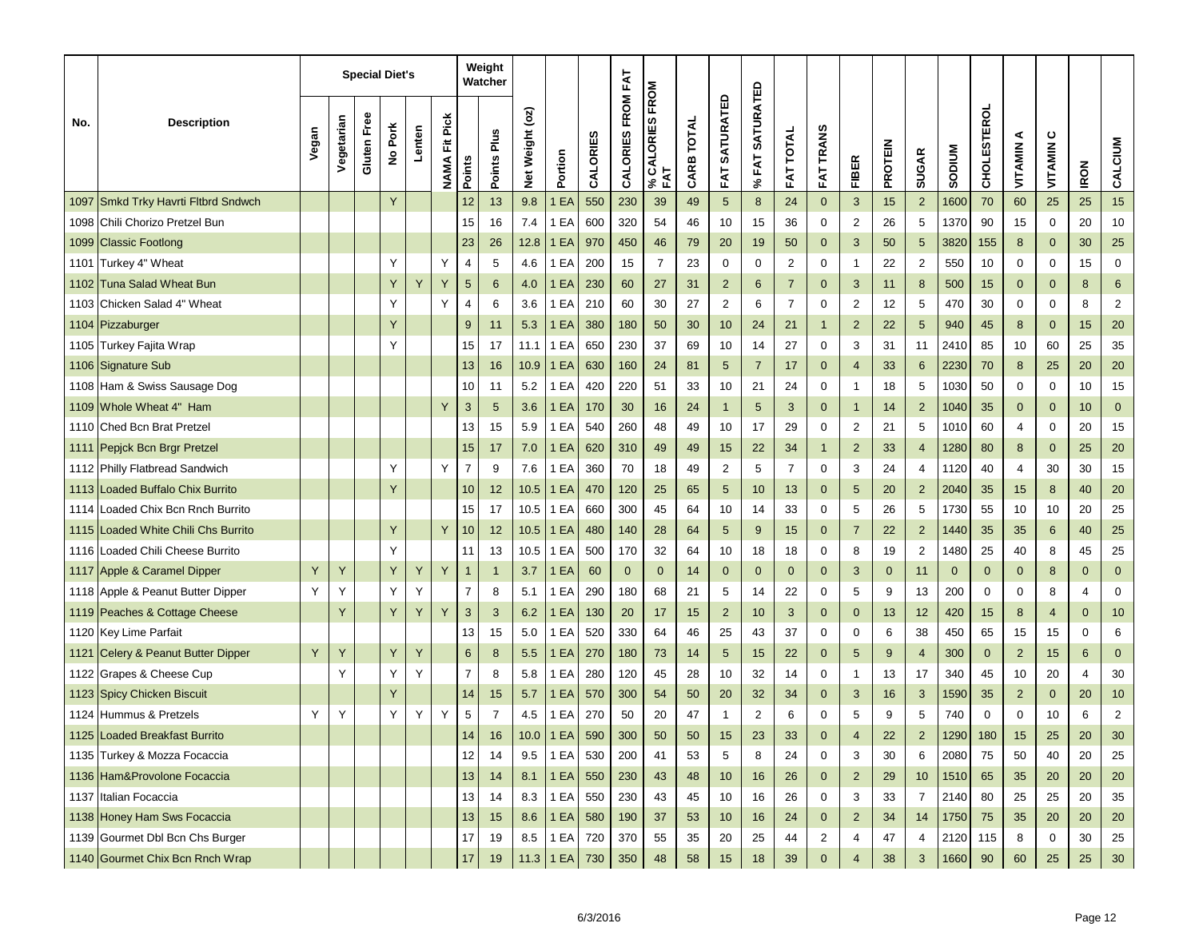| No. | Description | Special Diet's | | | | | | Weight Watcher | | Net Weight (oz) | Portion | CALORIES | CALORIES FROM FAT | % CALORIES FROM FAT | CARB TOTAL | FAT SATURATED | % FAT SATURATED | FAT TOTAL | FAT TRANS | FIBER | PROTEIN | SUGAR | SODIUM | CHOLESTEROL | VITAMIN A | VITAMIN C | IRON | CALCIUM |
|---|---|---|---|---|---|---|---|---|---|---|---|---|---|---|---|---|---|---|---|---|---|---|---|---|---|---|---|---|
| | | Vegan | Vegetarian | Gluten Free | No Pork | Lenten | NAMA Fit Pick | Points | Points Plus | | | | | | | | | | | | | | | | | | | |
| 1097 | Smkd Trky Havrti Fltbrd Sndwch | | | | Y | | | 12 | 13 | 9.8 | 1 EA | 550 | 230 | 39 | 49 | 5 | 8 | 24 | 0 | 3 | 15 | 2 | 1600 | 70 | 60 | 25 | 25 | 15 |
| 1098 | Chili Chorizo Pretzel Bun | | | | | | | 15 | 16 | 7.4 | 1 EA | 600 | 320 | 54 | 46 | 10 | 15 | 36 | 0 | 2 | 26 | 5 | 1370 | 90 | 15 | 0 | 20 | 10 |
| 1099 | Classic Footlong | | | | | | | 23 | 26 | 12.8 | 1 EA | 970 | 450 | 46 | 79 | 20 | 19 | 50 | 0 | 3 | 50 | 5 | 3820 | 155 | 8 | 0 | 30 | 25 |
| 1101 | Turkey 4" Wheat | | | | Y | | Y | 4 | 5 | 4.6 | 1 EA | 200 | 15 | 7 | 23 | 0 | 0 | 2 | 0 | 1 | 22 | 2 | 550 | 10 | 0 | 0 | 15 | 0 |
| 1102 | Tuna Salad Wheat Bun | | | | Y | Y | Y | 5 | 6 | 4.0 | 1 EA | 230 | 60 | 27 | 31 | 2 | 6 | 7 | 0 | 3 | 11 | 8 | 500 | 15 | 0 | 0 | 8 | 6 |
| 1103 | Chicken Salad 4" Wheat | | | | Y | | Y | 4 | 6 | 3.6 | 1 EA | 210 | 60 | 30 | 27 | 2 | 6 | 7 | 0 | 2 | 12 | 5 | 470 | 30 | 0 | 0 | 8 | 2 |
| 1104 | Pizzaburger | | | | Y | | | 9 | 11 | 5.3 | 1 EA | 380 | 180 | 50 | 30 | 10 | 24 | 21 | 1 | 2 | 22 | 5 | 940 | 45 | 8 | 0 | 15 | 20 |
| 1105 | Turkey Fajita Wrap | | | | Y | | | 15 | 17 | 11.1 | 1 EA | 650 | 230 | 37 | 69 | 10 | 14 | 27 | 0 | 3 | 31 | 11 | 2410 | 85 | 10 | 60 | 25 | 35 |
| 1106 | Signature Sub | | | | | | | 13 | 16 | 10.9 | 1 EA | 630 | 160 | 24 | 81 | 5 | 7 | 17 | 0 | 4 | 33 | 6 | 2230 | 70 | 8 | 25 | 20 | 20 |
| 1108 | Ham & Swiss Sausage Dog | | | | | | | 10 | 11 | 5.2 | 1 EA | 420 | 220 | 51 | 33 | 10 | 21 | 24 | 0 | 1 | 18 | 5 | 1030 | 50 | 0 | 0 | 10 | 15 |
| 1109 | Whole Wheat 4" Ham | | | | | | Y | 3 | 5 | 3.6 | 1 EA | 170 | 30 | 16 | 24 | 1 | 5 | 3 | 0 | 1 | 14 | 2 | 1040 | 35 | 0 | 0 | 10 | 0 |
| 1110 | Ched Bcn Brat Pretzel | | | | | | | 13 | 15 | 5.9 | 1 EA | 540 | 260 | 48 | 49 | 10 | 17 | 29 | 0 | 2 | 21 | 5 | 1010 | 60 | 4 | 0 | 20 | 15 |
| 1111 | Pepjck Bcn Brgr Pretzel | | | | | | | 15 | 17 | 7.0 | 1 EA | 620 | 310 | 49 | 49 | 15 | 22 | 34 | 1 | 2 | 33 | 4 | 1280 | 80 | 8 | 0 | 25 | 20 |
| 1112 | Philly Flatbread Sandwich | | | | Y | | Y | 7 | 9 | 7.6 | 1 EA | 360 | 70 | 18 | 49 | 2 | 5 | 7 | 0 | 3 | 24 | 4 | 1120 | 40 | 4 | 30 | 30 | 15 |
| 1113 | Loaded Buffalo Chix Burrito | | | | Y | | | 10 | 12 | 10.5 | 1 EA | 470 | 120 | 25 | 65 | 5 | 10 | 13 | 0 | 5 | 20 | 2 | 2040 | 35 | 15 | 8 | 40 | 20 |
| 1114 | Loaded Chix Bcn Rnch Burrito | | | | | | | 15 | 17 | 10.5 | 1 EA | 660 | 300 | 45 | 64 | 10 | 14 | 33 | 0 | 5 | 26 | 5 | 1730 | 55 | 10 | 10 | 20 | 25 |
| 1115 | Loaded White Chili Chs Burrito | | | | Y | | Y | 10 | 12 | 10.5 | 1 EA | 480 | 140 | 28 | 64 | 5 | 9 | 15 | 0 | 7 | 22 | 2 | 1440 | 35 | 35 | 6 | 40 | 25 |
| 1116 | Loaded Chili Cheese Burrito | | | | Y | | | 11 | 13 | 10.5 | 1 EA | 500 | 170 | 32 | 64 | 10 | 18 | 18 | 0 | 8 | 19 | 2 | 1480 | 25 | 40 | 8 | 45 | 25 |
| 1117 | Apple & Caramel Dipper | Y | Y | | Y | Y | Y | 1 | 1 | 3.7 | 1 EA | 60 | 0 | 0 | 14 | 0 | 0 | 0 | 0 | 3 | 0 | 11 | 0 | 0 | 0 | 8 | 0 | 0 |
| 1118 | Apple & Peanut Butter Dipper | Y | Y | | Y | Y | | 7 | 8 | 5.1 | 1 EA | 290 | 180 | 68 | 21 | 5 | 14 | 22 | 0 | 5 | 9 | 13 | 200 | 0 | 0 | 8 | 4 | 0 |
| 1119 | Peaches & Cottage Cheese | | Y | | Y | Y | Y | 3 | 3 | 6.2 | 1 EA | 130 | 20 | 17 | 15 | 2 | 10 | 3 | 0 | 0 | 13 | 12 | 420 | 15 | 8 | 4 | 0 | 10 |
| 1120 | Key Lime Parfait | | | | | | | 13 | 15 | 5.0 | 1 EA | 520 | 330 | 64 | 46 | 25 | 43 | 37 | 0 | 0 | 6 | 38 | 450 | 65 | 15 | 15 | 0 | 6 |
| 1121 | Celery & Peanut Butter Dipper | Y | Y | | Y | Y | | 6 | 8 | 5.5 | 1 EA | 270 | 180 | 73 | 14 | 5 | 15 | 22 | 0 | 5 | 9 | 4 | 300 | 0 | 2 | 15 | 6 | 0 |
| 1122 | Grapes & Cheese Cup | | Y | | Y | Y | | 7 | 8 | 5.8 | 1 EA | 280 | 120 | 45 | 28 | 10 | 32 | 14 | 0 | 1 | 13 | 17 | 340 | 45 | 10 | 20 | 4 | 30 |
| 1123 | Spicy Chicken Biscuit | | | | Y | | | 14 | 15 | 5.7 | 1 EA | 570 | 300 | 54 | 50 | 20 | 32 | 34 | 0 | 3 | 16 | 3 | 1590 | 35 | 2 | 0 | 20 | 10 |
| 1124 | Hummus & Pretzels | Y | Y | | Y | Y | Y | 5 | 7 | 4.5 | 1 EA | 270 | 50 | 20 | 47 | 1 | 2 | 6 | 0 | 5 | 9 | 5 | 740 | 0 | 0 | 10 | 6 | 2 |
| 1125 | Loaded Breakfast Burrito | | | | | | | 14 | 16 | 10.0 | 1 EA | 590 | 300 | 50 | 50 | 15 | 23 | 33 | 0 | 4 | 22 | 2 | 1290 | 180 | 15 | 25 | 20 | 30 |
| 1135 | Turkey & Mozza Focaccia | | | | | | | 12 | 14 | 9.5 | 1 EA | 530 | 200 | 41 | 53 | 5 | 8 | 24 | 0 | 3 | 30 | 6 | 2080 | 75 | 50 | 40 | 20 | 25 |
| 1136 | Ham&Provolone Focaccia | | | | | | | 13 | 14 | 8.1 | 1 EA | 550 | 230 | 43 | 48 | 10 | 16 | 26 | 0 | 2 | 29 | 10 | 1510 | 65 | 35 | 20 | 20 | 20 |
| 1137 | Italian Focaccia | | | | | | | 13 | 14 | 8.3 | 1 EA | 550 | 230 | 43 | 45 | 10 | 16 | 26 | 0 | 3 | 33 | 7 | 2140 | 80 | 25 | 25 | 20 | 35 |
| 1138 | Honey Ham Sws Focaccia | | | | | | | 13 | 15 | 8.6 | 1 EA | 580 | 190 | 37 | 53 | 10 | 16 | 24 | 0 | 2 | 34 | 14 | 1750 | 75 | 35 | 20 | 20 | 20 |
| 1139 | Gourmet Dbl Bcn Chs Burger | | | | | | | 17 | 19 | 8.5 | 1 EA | 720 | 370 | 55 | 35 | 20 | 25 | 44 | 2 | 4 | 47 | 4 | 2120 | 115 | 8 | 0 | 30 | 25 |
| 1140 | Gourmet Chix Bcn Rnch Wrap | | | | | | | 17 | 19 | 11.3 | 1 EA | 730 | 350 | 48 | 58 | 15 | 18 | 39 | 0 | 4 | 38 | 3 | 1660 | 90 | 60 | 25 | 25 | 30 |

6/3/2016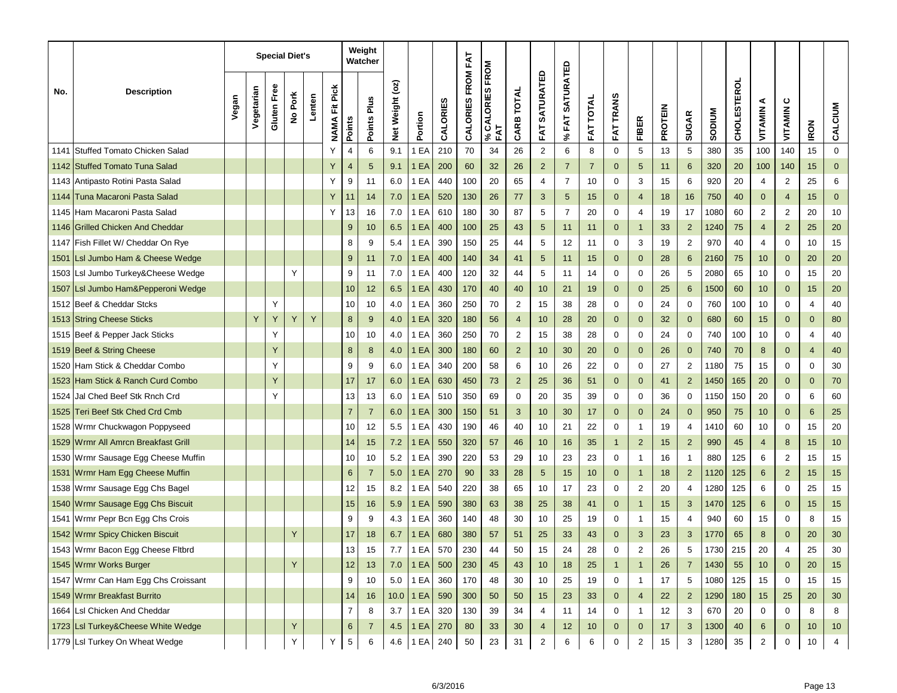| No. | Description | Special Diet's | | | | | | Weight Watcher | | Net Weight (oz) | Portion | CALORIES | CALORIES FROM FAT | % CALORIES FROM FAT | CARB TOTAL | FAT SATURATED | % FAT SATURATED | FAT TOTAL | FAT TRANS | FIBER | PROTEIN | SUGAR | SODIUM | CHOLESTEROL | VITAMIN A | VITAMIN C | IRON | CALCIUM |
|---|---|---|---|---|---|---|---|---|---|---|---|---|---|---|---|---|---|---|---|---|---|---|---|---|---|---|---|---|
| | | Vegan | Vegetarian | Gluten Free | No Pork | Lenten | NAMA Fit Pick | Points | Points Plus | | | | | | | | | | | | | | | | | | | |
| 1141 | Stuffed Tomato Chicken Salad | | | | | | Y | 4 | 6 | 9.1 | 1 EA | 210 | 70 | 34 | 26 | 2 | 6 | 8 | 0 | 5 | 13 | 5 | 380 | 35 | 100 | 140 | 15 | 0 |
| 1142 | Stuffed Tomato Tuna Salad | | | | | | Y | 4 | 5 | 9.1 | 1 EA | 200 | 60 | 32 | 26 | 2 | 7 | 7 | 0 | 5 | 11 | 6 | 320 | 20 | 100 | 140 | 15 | 0 |
| 1143 | Antipasto Rotini Pasta Salad | | | | | | Y | 9 | 11 | 6.0 | 1 EA | 440 | 100 | 20 | 65 | 4 | 7 | 10 | 0 | 3 | 15 | 6 | 920 | 20 | 4 | 2 | 25 | 6 |
| 1144 | Tuna Macaroni Pasta Salad | | | | | | Y | 11 | 14 | 7.0 | 1 EA | 520 | 130 | 26 | 77 | 3 | 5 | 15 | 0 | 4 | 18 | 16 | 750 | 40 | 0 | 4 | 15 | 0 |
| 1145 | Ham Macaroni Pasta Salad | | | | | | Y | 13 | 16 | 7.0 | 1 EA | 610 | 180 | 30 | 87 | 5 | 7 | 20 | 0 | 4 | 19 | 17 | 1080 | 60 | 2 | 2 | 20 | 10 |
| 1146 | Grilled Chicken And Cheddar | | | | | | | 9 | 10 | 6.5 | 1 EA | 400 | 100 | 25 | 43 | 5 | 11 | 11 | 0 | 1 | 33 | 2 | 1240 | 75 | 4 | 2 | 25 | 20 |
| 1147 | Fish Fillet W/ Cheddar On Rye | | | | | | | 8 | 9 | 5.4 | 1 EA | 390 | 150 | 25 | 44 | 5 | 12 | 11 | 0 | 3 | 19 | 2 | 970 | 40 | 4 | 0 | 10 | 15 |
| 1501 | Lsl Jumbo Ham & Cheese Wedge | | | | | | | 9 | 11 | 7.0 | 1 EA | 400 | 140 | 34 | 41 | 5 | 11 | 15 | 0 | 0 | 28 | 6 | 2160 | 75 | 10 | 0 | 20 | 20 |
| 1503 | Lsl Jumbo Turkey&Cheese Wedge | | | | Y | | | 9 | 11 | 7.0 | 1 EA | 400 | 120 | 32 | 44 | 5 | 11 | 14 | 0 | 0 | 26 | 5 | 2080 | 65 | 10 | 0 | 15 | 20 |
| 1507 | Lsl Jumbo Ham&Pepperoni Wedge | | | | | | | 10 | 12 | 6.5 | 1 EA | 430 | 170 | 40 | 40 | 10 | 21 | 19 | 0 | 0 | 25 | 6 | 1500 | 60 | 10 | 0 | 15 | 20 |
| 1512 | Beef & Cheddar Stcks | | | Y | | | | 10 | 10 | 4.0 | 1 EA | 360 | 250 | 70 | 2 | 15 | 38 | 28 | 0 | 0 | 24 | 0 | 760 | 100 | 10 | 0 | 4 | 40 |
| 1513 | String Cheese Sticks | | Y | Y | Y | Y | | 8 | 9 | 4.0 | 1 EA | 320 | 180 | 56 | 4 | 10 | 28 | 20 | 0 | 0 | 32 | 0 | 680 | 60 | 15 | 0 | 0 | 80 |
| 1515 | Beef & Pepper Jack Sticks | | | Y | | | | 10 | 10 | 4.0 | 1 EA | 360 | 250 | 70 | 2 | 15 | 38 | 28 | 0 | 0 | 24 | 0 | 740 | 100 | 10 | 0 | 4 | 40 |
| 1519 | Beef & String Cheese | | | Y | | | | 8 | 8 | 4.0 | 1 EA | 300 | 180 | 60 | 2 | 10 | 30 | 20 | 0 | 0 | 26 | 0 | 740 | 70 | 8 | 0 | 4 | 40 |
| 1520 | Ham Stick & Cheddar Combo | | | Y | | | | 9 | 9 | 6.0 | 1 EA | 340 | 200 | 58 | 6 | 10 | 26 | 22 | 0 | 0 | 27 | 2 | 1180 | 75 | 15 | 0 | 0 | 30 |
| 1523 | Ham Stick & Ranch Curd Combo | | | Y | | | | 17 | 17 | 6.0 | 1 EA | 630 | 450 | 73 | 2 | 25 | 36 | 51 | 0 | 0 | 41 | 2 | 1450 | 165 | 20 | 0 | 0 | 70 |
| 1524 | Jal Ched Beef Stk Rnch Crd | | | Y | | | | 13 | 13 | 6.0 | 1 EA | 510 | 350 | 69 | 0 | 20 | 35 | 39 | 0 | 0 | 36 | 0 | 1150 | 150 | 20 | 0 | 6 | 60 |
| 1525 | Teri Beef Stk Ched Crd Cmb | | | | | | | 7 | 7 | 6.0 | 1 EA | 300 | 150 | 51 | 3 | 10 | 30 | 17 | 0 | 0 | 24 | 0 | 950 | 75 | 10 | 0 | 6 | 25 |
| 1528 | Wrmr Chuckwagon Poppyseed | | | | | | | 10 | 12 | 5.5 | 1 EA | 430 | 190 | 46 | 40 | 10 | 21 | 22 | 0 | 1 | 19 | 4 | 1410 | 60 | 10 | 0 | 15 | 20 |
| 1529 | Wrmr All Amrcn Breakfast Grill | | | | | | | 14 | 15 | 7.2 | 1 EA | 550 | 320 | 57 | 46 | 10 | 16 | 35 | 1 | 2 | 15 | 2 | 990 | 45 | 4 | 8 | 15 | 10 |
| 1530 | Wrmr Sausage Egg Cheese Muffin | | | | | | | 10 | 10 | 5.2 | 1 EA | 390 | 220 | 53 | 29 | 10 | 23 | 23 | 0 | 1 | 16 | 1 | 880 | 125 | 6 | 2 | 15 | 15 |
| 1531 | Wrmr Ham Egg Cheese Muffin | | | | | | | 6 | 7 | 5.0 | 1 EA | 270 | 90 | 33 | 28 | 5 | 15 | 10 | 0 | 1 | 18 | 2 | 1120 | 125 | 6 | 2 | 15 | 15 |
| 1538 | Wrmr Sausage Egg Chs Bagel | | | | | | | 12 | 15 | 8.2 | 1 EA | 540 | 220 | 38 | 65 | 10 | 17 | 23 | 0 | 2 | 20 | 4 | 1280 | 125 | 6 | 0 | 25 | 15 |
| 1540 | Wrmr Sausage Egg Chs Biscuit | | | | | | | 15 | 16 | 5.9 | 1 EA | 590 | 380 | 63 | 38 | 25 | 38 | 41 | 0 | 1 | 15 | 3 | 1470 | 125 | 6 | 0 | 15 | 15 |
| 1541 | Wrmr Pepr Bcn Egg Chs Crois | | | | | | | 9 | 9 | 4.3 | 1 EA | 360 | 140 | 48 | 30 | 10 | 25 | 19 | 0 | 1 | 15 | 4 | 940 | 60 | 15 | 0 | 8 | 15 |
| 1542 | Wrmr Spicy Chicken Biscuit | | | | Y | | | 17 | 18 | 6.7 | 1 EA | 680 | 380 | 57 | 51 | 25 | 33 | 43 | 0 | 3 | 23 | 3 | 1770 | 65 | 8 | 0 | 20 | 30 |
| 1543 | Wrmr Bacon Egg Cheese Fltbrd | | | | | | | 13 | 15 | 7.7 | 1 EA | 570 | 230 | 44 | 50 | 15 | 24 | 28 | 0 | 2 | 26 | 5 | 1730 | 215 | 20 | 4 | 25 | 30 |
| 1545 | Wrmr Works Burger | | | | Y | | | 12 | 13 | 7.0 | 1 EA | 500 | 230 | 45 | 43 | 10 | 18 | 25 | 1 | 1 | 26 | 7 | 1430 | 55 | 10 | 0 | 20 | 15 |
| 1547 | Wrmr Can Ham Egg Chs Croissant | | | | | | | 9 | 10 | 5.0 | 1 EA | 360 | 170 | 48 | 30 | 10 | 25 | 19 | 0 | 1 | 17 | 5 | 1080 | 125 | 15 | 0 | 15 | 15 |
| 1549 | Wrmr Breakfast Burrito | | | | | | | 14 | 16 | 10.0 | 1 EA | 590 | 300 | 50 | 50 | 15 | 23 | 33 | 0 | 4 | 22 | 2 | 1290 | 180 | 15 | 25 | 20 | 30 |
| 1664 | Lsl Chicken And Cheddar | | | | | | | 7 | 8 | 3.7 | 1 EA | 320 | 130 | 39 | 34 | 4 | 11 | 14 | 0 | 1 | 12 | 3 | 670 | 20 | 0 | 0 | 8 | 8 |
| 1723 | Lsl Turkey&Cheese White Wedge | | | | Y | | | 6 | 7 | 4.5 | 1 EA | 270 | 80 | 33 | 30 | 4 | 12 | 10 | 0 | 0 | 17 | 3 | 1300 | 40 | 6 | 0 | 10 | 10 |
| 1779 | Lsl Turkey On Wheat Wedge | | | | Y | | Y | 5 | 6 | 4.6 | 1 EA | 240 | 50 | 23 | 31 | 2 | 6 | 6 | 0 | 2 | 15 | 3 | 1280 | 35 | 2 | 0 | 10 | 4 |

6/3/2016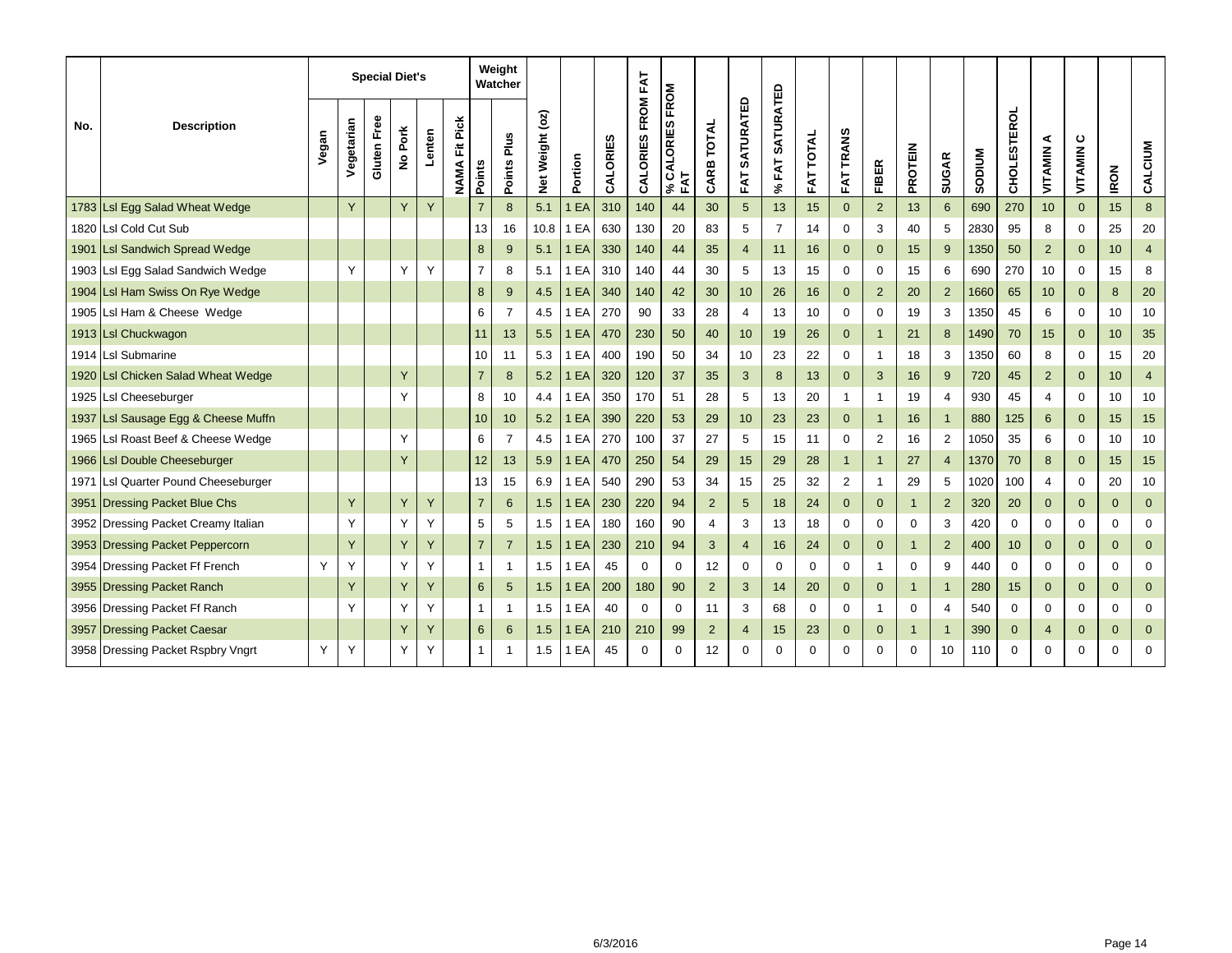| No. | Description | Special Diet's | | | | | | Weight Watcher | | Net Weight (oz) | Portion | CALORIES | CALORIES FROM FAT | % CALORIES FROM FAT | CARB TOTAL | FAT SATURATED | % FAT SATURATED | FAT TOTAL | FAT TRANS | FIBER | PROTEIN | SUGAR | SODIUM | CHOLESTEROL | VITAMIN A | VITAMIN C | IRON | CALCIUM |
|---|---|---|---|---|---|---|---|---|---|---|---|---|---|---|---|---|---|---|---|---|---|---|---|---|---|---|---|---|
| | | Vegan | Vegetarian | Gluten Free | No Pork | Lenten | NAMA Fit Pick | Points | Points Plus | | | | | | | | | | | | | | | | | | | |
| 1783 | Lsl Egg Salad Wheat Wedge | | Y | | Y | Y | | 7 | 8 | 5.1 | 1 EA | 310 | 140 | 44 | 30 | 5 | 13 | 15 | 0 | 2 | 13 | 6 | 690 | 270 | 10 | 0 | 15 | 8 |
| 1820 | Lsl Cold Cut Sub | | | | | | | 13 | 16 | 10.8 | 1 EA | 630 | 130 | 20 | 83 | 5 | 7 | 14 | 0 | 3 | 40 | 5 | 2830 | 95 | 8 | 0 | 25 | 20 |
| 1901 | Lsl Sandwich Spread Wedge | | | | | | | 8 | 9 | 5.1 | 1 EA | 330 | 140 | 44 | 35 | 4 | 11 | 16 | 0 | 0 | 15 | 9 | 1350 | 50 | 2 | 0 | 10 | 4 |
| 1903 | Lsl Egg Salad Sandwich Wedge | | Y | | Y | Y | | 7 | 8 | 5.1 | 1 EA | 310 | 140 | 44 | 30 | 5 | 13 | 15 | 0 | 0 | 15 | 6 | 690 | 270 | 10 | 0 | 15 | 8 |
| 1904 | Lsl Ham Swiss On Rye Wedge | | | | | | | 8 | 9 | 4.5 | 1 EA | 340 | 140 | 42 | 30 | 10 | 26 | 16 | 0 | 2 | 20 | 2 | 1660 | 65 | 10 | 0 | 8 | 20 |
| 1905 | Lsl Ham & Cheese Wedge | | | | | | | 6 | 7 | 4.5 | 1 EA | 270 | 90 | 33 | 28 | 4 | 13 | 10 | 0 | 0 | 19 | 3 | 1350 | 45 | 6 | 0 | 10 | 10 |
| 1913 | Lsl Chuckwagon | | | | | | | 11 | 13 | 5.5 | 1 EA | 470 | 230 | 50 | 40 | 10 | 19 | 26 | 0 | 1 | 21 | 8 | 1490 | 70 | 15 | 0 | 10 | 35 |
| 1914 | Lsl Submarine | | | | | | | 10 | 11 | 5.3 | 1 EA | 400 | 190 | 50 | 34 | 10 | 23 | 22 | 0 | 1 | 18 | 3 | 1350 | 60 | 8 | 0 | 15 | 20 |
| 1920 | Lsl Chicken Salad Wheat Wedge | | | | Y | | | 7 | 8 | 5.2 | 1 EA | 320 | 120 | 37 | 35 | 3 | 8 | 13 | 0 | 3 | 16 | 9 | 720 | 45 | 2 | 0 | 10 | 4 |
| 1925 | Lsl Cheeseburger | | | | Y | | | 8 | 10 | 4.4 | 1 EA | 350 | 170 | 51 | 28 | 5 | 13 | 20 | 1 | 1 | 19 | 4 | 930 | 45 | 4 | 0 | 10 | 10 |
| 1937 | Lsl Sausage Egg & Cheese Muffn | | | | | | | 10 | 10 | 5.2 | 1 EA | 390 | 220 | 53 | 29 | 10 | 23 | 23 | 0 | 1 | 16 | 1 | 880 | 125 | 6 | 0 | 15 | 15 |
| 1965 | Lsl Roast Beef & Cheese Wedge | | | | Y | | | 6 | 7 | 4.5 | 1 EA | 270 | 100 | 37 | 27 | 5 | 15 | 11 | 0 | 2 | 16 | 2 | 1050 | 35 | 6 | 0 | 10 | 10 |
| 1966 | Lsl Double Cheeseburger | | | | Y | | | 12 | 13 | 5.9 | 1 EA | 470 | 250 | 54 | 29 | 15 | 29 | 28 | 1 | 1 | 27 | 4 | 1370 | 70 | 8 | 0 | 15 | 15 |
| 1971 | Lsl Quarter Pound Cheeseburger | | | | | | | 13 | 15 | 6.9 | 1 EA | 540 | 290 | 53 | 34 | 15 | 25 | 32 | 2 | 1 | 29 | 5 | 1020 | 100 | 4 | 0 | 20 | 10 |
| 3951 | Dressing Packet Blue Chs | | Y | | Y | Y | | 7 | 6 | 1.5 | 1 EA | 230 | 220 | 94 | 2 | 5 | 18 | 24 | 0 | 0 | 1 | 2 | 320 | 20 | 0 | 0 | 0 | 0 |
| 3952 | Dressing Packet Creamy Italian | | Y | | Y | Y | | 5 | 5 | 1.5 | 1 EA | 180 | 160 | 90 | 4 | 3 | 13 | 18 | 0 | 0 | 0 | 3 | 420 | 0 | 0 | 0 | 0 | 0 |
| 3953 | Dressing Packet Peppercorn | | Y | | Y | Y | | 7 | 7 | 1.5 | 1 EA | 230 | 210 | 94 | 3 | 4 | 16 | 24 | 0 | 0 | 1 | 2 | 400 | 10 | 0 | 0 | 0 | 0 |
| 3954 | Dressing Packet Ff French | Y | Y | | Y | Y | | 1 | 1 | 1.5 | 1 EA | 45 | 0 | 0 | 12 | 0 | 0 | 0 | 0 | 1 | 0 | 9 | 440 | 0 | 0 | 0 | 0 | 0 |
| 3955 | Dressing Packet Ranch | | Y | | Y | Y | | 6 | 5 | 1.5 | 1 EA | 200 | 180 | 90 | 2 | 3 | 14 | 20 | 0 | 0 | 1 | 1 | 280 | 15 | 0 | 0 | 0 | 0 |
| 3956 | Dressing Packet Ff Ranch | | Y | | Y | Y | | 1 | 1 | 1.5 | 1 EA | 40 | 0 | 0 | 11 | 3 | 68 | 0 | 0 | 1 | 0 | 4 | 540 | 0 | 0 | 0 | 0 | 0 |
| 3957 | Dressing Packet Caesar | | | | Y | Y | | 6 | 6 | 1.5 | 1 EA | 210 | 210 | 99 | 2 | 4 | 15 | 23 | 0 | 0 | 1 | 1 | 390 | 0 | 4 | 0 | 0 | 0 |
| 3958 | Dressing Packet Rspbry Vngrt | Y | Y | | Y | Y | | 1 | 1 | 1.5 | 1 EA | 45 | 0 | 0 | 12 | 0 | 0 | 0 | 0 | 0 | 0 | 10 | 110 | 0 | 0 | 0 | 0 | 0 |

6/3/2016